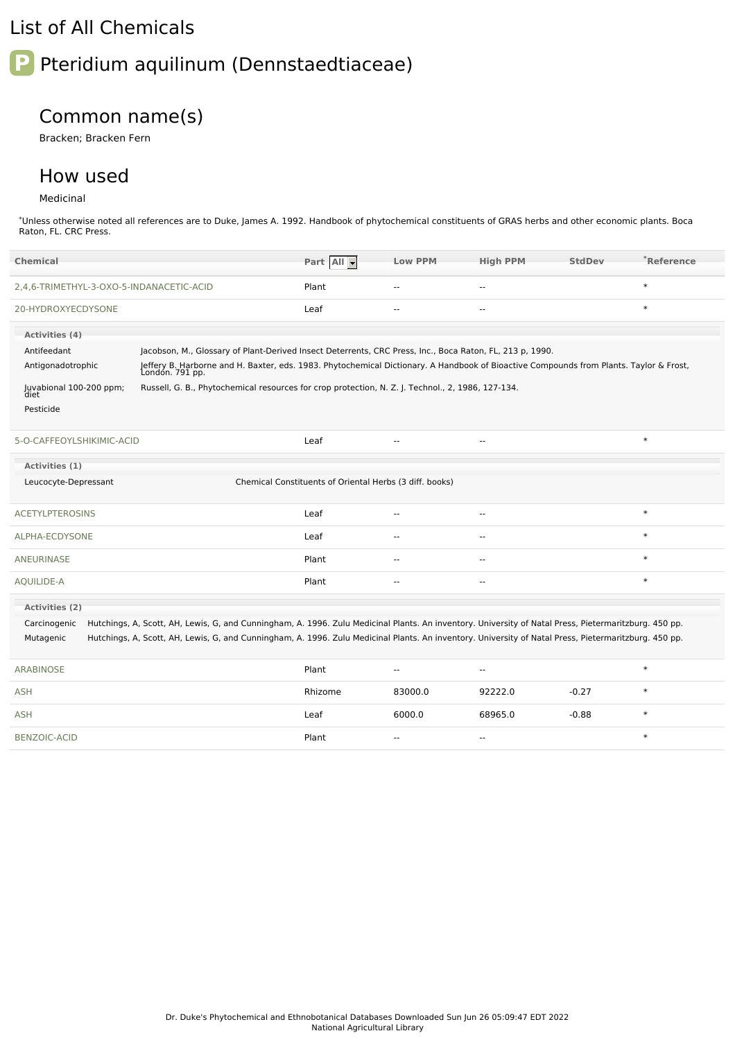# List of All Chemicals

## Pteridium aquilinum (Dennstaedtiaceae)

### Common name(s)

Bracken; Bracken Fern

### How used

Medicinal

*Unless otherwise noted all references are to Duke, James A. 1992. Handbook of phytochemical constituents of GRAS herbs and other economic plants. Boca Raton, FL. CRC Press.

| Chemical | Part | Low PPM | High PPM | StdDev | *Reference |
|---|---|---|---|---|---|
| 2,4,6-TRIMETHYL-3-OXO-5-INDANACETIC-ACID | Plant | -- | -- | | * |
| 20-HYDROXYECDYSONE | Leaf | -- | -- | | * |

**Activities (4)**

| Activity | Reference |
|---|---|
| Antifeedant | Jacobson, M., Glossary of Plant-Derived Insect Deterrents, CRC Press, Inc., Boca Raton, FL, 213 p, 1990. |
| Antigonadotrophic | Jeffery B. Harborne and H. Baxter, eds. 1983. Phytochemical Dictionary. A Handbook of Bioactive Compounds from Plants. Taylor & Frost, London. 791 pp. |
| Juvabional 100-200 ppm; diet | Russell, G. B., Phytochemical resources for crop protection, N. Z. J. Technol., 2, 1986, 127-134. |
| Pesticide | |

| Chemical | Part | Low PPM | High PPM | StdDev | *Reference |
|---|---|---|---|---|---|
| 5-O-CAFFEOYLSHIKIMIC-ACID | Leaf | -- | -- | | * |

**Activities (1)**

| Activity | Reference |
|---|---|
| Leucocyte-Depressant | Chemical Constituents of Oriental Herbs (3 diff. books) |

| Chemical | Part | Low PPM | High PPM | StdDev | *Reference |
|---|---|---|---|---|---|
| ACETYLPTEROSINS | Leaf | -- | -- | | * |
| ALPHA-ECDYSONE | Leaf | -- | -- | | * |
| ANEURINASE | Plant | -- | -- | | * |
| AQUILIDE-A | Plant | -- | -- | | * |

**Activities (2)**

| Activity | Reference |
|---|---|
| Carcinogenic | Hutchings, A, Scott, AH, Lewis, G, and Cunningham, A. 1996. Zulu Medicinal Plants. An inventory. University of Natal Press, Pietermaritzburg. 450 pp. |
| Mutagenic | Hutchings, A, Scott, AH, Lewis, G, and Cunningham, A. 1996. Zulu Medicinal Plants. An inventory. University of Natal Press, Pietermaritzburg. 450 pp. |

| Chemical | Part | Low PPM | High PPM | StdDev | *Reference |
|---|---|---|---|---|---|
| ARABINOSE | Plant | -- | -- | | * |
| ASH | Rhizome | 83000.0 | 92222.0 | -0.27 | * |
| ASH | Leaf | 6000.0 | 68965.0 | -0.88 | * |
| BENZOIC-ACID | Plant | -- | -- | | * |

Dr. Duke's Phytochemical and Ethnobotanical Databases Downloaded Sun Jun 26 05:09:47 EDT 2022
National Agricultural Library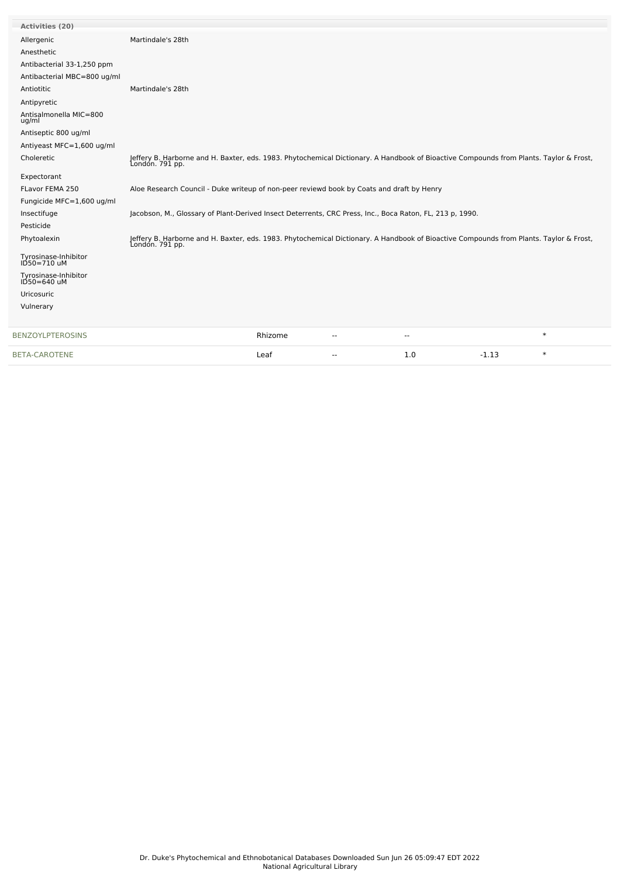| Activities (20) | |
|---|---|
| Allergenic | Martindale's 28th |
| Anesthetic | |
| Antibacterial 33-1,250 ppm | |
| Antibacterial MBC=800 ug/ml | |
| Antiotitic | Martindale's 28th |
| Antipyretic | |
| Antisalmonella MIC=800 ug/ml | |
| Antiseptic 800 ug/ml | |
| Antiyeast MFC=1,600 ug/ml | |
| Choleretic | Jeffery B. Harborne and H. Baxter, eds. 1983. Phytochemical Dictionary. A Handbook of Bioactive Compounds from Plants. Taylor & Frost, London. 791 pp. |
| Expectorant | |
| FLavor FEMA 250 | Aloe Research Council - Duke writeup of non-peer reviewd book by Coats and draft by Henry |
| Fungicide MFC=1,600 ug/ml | |
| Insectifuge | Jacobson, M., Glossary of Plant-Derived Insect Deterrents, CRC Press, Inc., Boca Raton, FL, 213 p, 1990. |
| Pesticide | |
| Phytoalexin | Jeffery B. Harborne and H. Baxter, eds. 1983. Phytochemical Dictionary. A Handbook of Bioactive Compounds from Plants. Taylor & Frost, London. 791 pp. |
| Tyrosinase-Inhibitor ID50=710 uM | |
| Tyrosinase-Inhibitor ID50=640 uM | |
| Uricosuric | |
| Vulnerary | |

| | | | | | |
|---|---|---|---|---|---|
| BENZOYLPTEROSINS | Rhizome | -- | -- | | * |
| BETA-CAROTENE | Leaf | -- | 1.0 | -1.13 | * |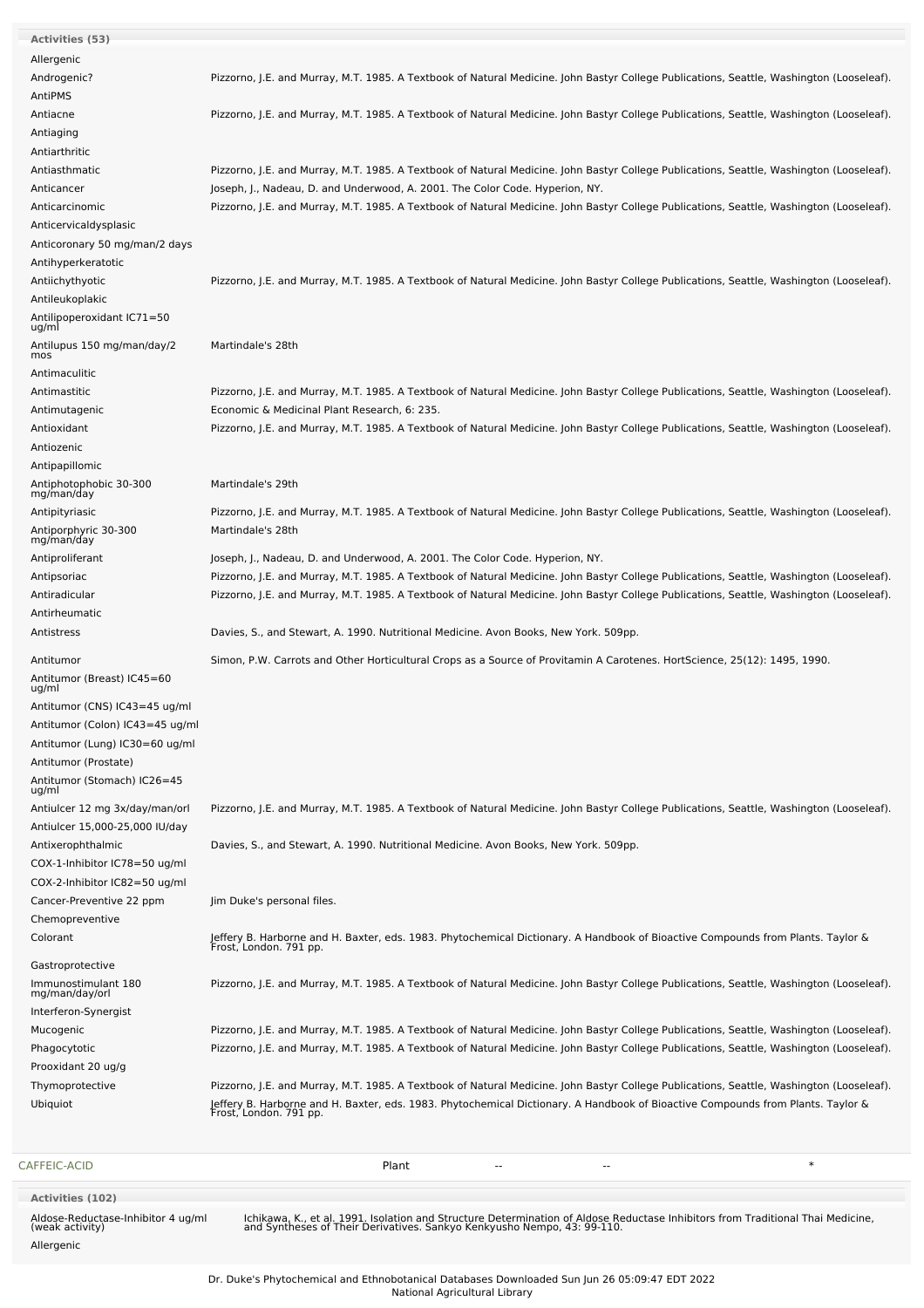**Activities (53)**

| Activity | Reference |
|---|---|
| Allergenic | |
| Androgenic? | Pizzorno, J.E. and Murray, M.T. 1985. A Textbook of Natural Medicine. John Bastyr College Publications, Seattle, Washington (Looseleaf). |
| AntiPMS | |
| Antiacne | Pizzorno, J.E. and Murray, M.T. 1985. A Textbook of Natural Medicine. John Bastyr College Publications, Seattle, Washington (Looseleaf). |
| Antiaging | |
| Antiarthritic | |
| Antiasthmatic | Pizzorno, J.E. and Murray, M.T. 1985. A Textbook of Natural Medicine. John Bastyr College Publications, Seattle, Washington (Looseleaf). |
| Anticancer | Joseph, J., Nadeau, D. and Underwood, A. 2001. The Color Code. Hyperion, NY. |
| Anticarcinomic | Pizzorno, J.E. and Murray, M.T. 1985. A Textbook of Natural Medicine. John Bastyr College Publications, Seattle, Washington (Looseleaf). |
| Anticervicaldysplasic | |
| Anticoronary 50 mg/man/2 days | |
| Antihyperkeratotic | |
| Antiichythyotic | Pizzorno, J.E. and Murray, M.T. 1985. A Textbook of Natural Medicine. John Bastyr College Publications, Seattle, Washington (Looseleaf). |
| Antileukoplakic | |
| Antilipoperoxidant IC71=50 ug/ml | |
| Antilupus 150 mg/man/day/2 mos | Martindale's 28th |
| Antimaculitic | |
| Antimastitic | Pizzorno, J.E. and Murray, M.T. 1985. A Textbook of Natural Medicine. John Bastyr College Publications, Seattle, Washington (Looseleaf). |
| Antimutagenic | Economic & Medicinal Plant Research, 6: 235. |
| Antioxidant | Pizzorno, J.E. and Murray, M.T. 1985. A Textbook of Natural Medicine. John Bastyr College Publications, Seattle, Washington (Looseleaf). |
| Antiozenic | |
| Antipapillomic | |
| Antiphotophobic 30-300 mg/man/day | Martindale's 29th |
| Antipityriasic | Pizzorno, J.E. and Murray, M.T. 1985. A Textbook of Natural Medicine. John Bastyr College Publications, Seattle, Washington (Looseleaf). |
| Antiporphyric 30-300 mg/man/day | Martindale's 28th |
| Antiproliferant | Joseph, J., Nadeau, D. and Underwood, A. 2001. The Color Code. Hyperion, NY. |
| Antipsoriac | Pizzorno, J.E. and Murray, M.T. 1985. A Textbook of Natural Medicine. John Bastyr College Publications, Seattle, Washington (Looseleaf). |
| Antiradicular | Pizzorno, J.E. and Murray, M.T. 1985. A Textbook of Natural Medicine. John Bastyr College Publications, Seattle, Washington (Looseleaf). |
| Antirheumatic | |
| Antistress | Davies, S., and Stewart, A. 1990. Nutritional Medicine. Avon Books, New York. 509pp. |
| Antitumor | Simon, P.W. Carrots and Other Horticultural Crops as a Source of Provitamin A Carotenes. HortScience, 25(12): 1495, 1990. |
| Antitumor (Breast) IC45=60 ug/ml | |
| Antitumor (CNS) IC43=45 ug/ml | |
| Antitumor (Colon) IC43=45 ug/ml | |
| Antitumor (Lung) IC30=60 ug/ml | |
| Antitumor (Prostate) | |
| Antitumor (Stomach) IC26=45 ug/ml | |
| Antiulcer 12 mg 3x/day/man/orl | Pizzorno, J.E. and Murray, M.T. 1985. A Textbook of Natural Medicine. John Bastyr College Publications, Seattle, Washington (Looseleaf). |
| Antiulcer 15,000-25,000 IU/day | |
| Antixerophthalmic | Davies, S., and Stewart, A. 1990. Nutritional Medicine. Avon Books, New York. 509pp. |
| COX-1-Inhibitor IC78=50 ug/ml | |
| COX-2-Inhibitor IC82=50 ug/ml | |
| Cancer-Preventive 22 ppm | Jim Duke's personal files. |
| Chemopreventive | |
| Colorant | Jeffery B. Harborne and H. Baxter, eds. 1983. Phytochemical Dictionary. A Handbook of Bioactive Compounds from Plants. Taylor & Frost, London. 791 pp. |
| Gastroprotective | |
| Immunostimulant 180 mg/man/day/orl | Pizzorno, J.E. and Murray, M.T. 1985. A Textbook of Natural Medicine. John Bastyr College Publications, Seattle, Washington (Looseleaf). |
| Interferon-Synergist | |
| Mucogenic | Pizzorno, J.E. and Murray, M.T. 1985. A Textbook of Natural Medicine. John Bastyr College Publications, Seattle, Washington (Looseleaf). |
| Phagocytotic | Pizzorno, J.E. and Murray, M.T. 1985. A Textbook of Natural Medicine. John Bastyr College Publications, Seattle, Washington (Looseleaf). |
| Prooxidant 20 ug/g | |
| Thymoprotective | Pizzorno, J.E. and Murray, M.T. 1985. A Textbook of Natural Medicine. John Bastyr College Publications, Seattle, Washington (Looseleaf). |
| Ubiquiot | Jeffery B. Harborne and H. Baxter, eds. 1983. Phytochemical Dictionary. A Handbook of Bioactive Compounds from Plants. Taylor & Frost, London. 791 pp. |

| CAFFEIC-ACID | Plant | -- | -- | * |
|---|---|---|---|---|

**Activities (102)**

| Activity | Reference |
|---|---|
| Aldose-Reductase-Inhibitor 4 ug/ml (weak activity) | Ichikawa, K., et al. 1991. Isolation and Structure Determination of Aldose Reductase Inhibitors from Traditional Thai Medicine, and Syntheses of Their Derivatives. Sankyo Kenkyusho Nempo, 43: 99-110. |
| Allergenic | |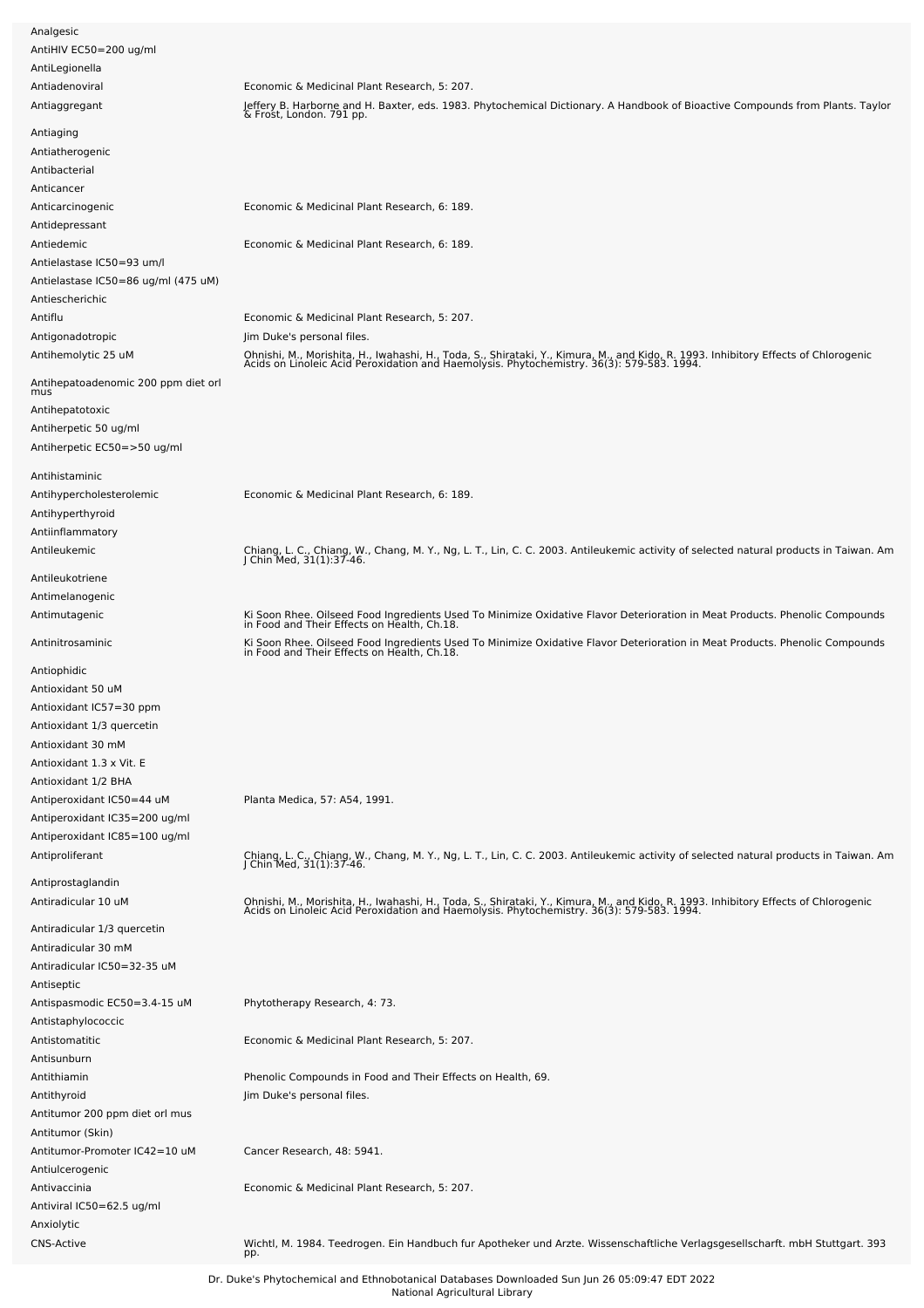| | |
|---|---|
| Analgesic | |
| AntiHIV EC50=200 ug/ml | |
| AntiLegionella | |
| Antiadenoviral | Economic & Medicinal Plant Research, 5: 207. |
| Antiaggregant | Jeffery B. Harborne and H. Baxter, eds. 1983. Phytochemical Dictionary. A Handbook of Bioactive Compounds from Plants. Taylor & Frost, London. 791 pp. |
| Antiaging | |
| Antiatherogenic | |
| Antibacterial | |
| Anticancer | |
| Anticarcinogenic | Economic & Medicinal Plant Research, 6: 189. |
| Antidepressant | |
| Antiedemic | Economic & Medicinal Plant Research, 6: 189. |
| Antielastase IC50=93 um/l | |
| Antielastase IC50=86 ug/ml (475 uM) | |
| Antiescherichic | |
| Antiflu | Economic & Medicinal Plant Research, 5: 207. |
| Antigonadotropic | Jim Duke's personal files. |
| Antihemolytic 25 uM | Ohnishi, M., Morishita, H., Iwahashi, H., Toda, S., Shirataki, Y., Kimura, M., and Kido, R. 1993. Inhibitory Effects of Chlorogenic Acids on Linoleic Acid Peroxidation and Haemolysis. Phytochemistry. 36(3): 579-583. 1994. |
| Antihepatoadenomic 200 ppm diet orl mus | |
| Antihepatotoxic | |
| Antiherpetic 50 ug/ml | |
| Antiherpetic EC50=>50 ug/ml | |
| Antihistaminic | |
| Antihypercholesterolemic | Economic & Medicinal Plant Research, 6: 189. |
| Antihyperthyroid | |
| Antiinflammatory | |
| Antileukemic | Chiang, L. C., Chiang, W., Chang, M. Y., Ng, L. T., Lin, C. C. 2003. Antileukemic activity of selected natural products in Taiwan. Am J Chin Med, 31(1):37-46. |
| Antileukotriene | |
| Antimelanogenic | |
| Antimutagenic | Ki Soon Rhee. Oilseed Food Ingredients Used To Minimize Oxidative Flavor Deterioration in Meat Products. Phenolic Compounds in Food and Their Effects on Health, Ch.18. |
| Antinitrosaminic | Ki Soon Rhee. Oilseed Food Ingredients Used To Minimize Oxidative Flavor Deterioration in Meat Products. Phenolic Compounds in Food and Their Effects on Health, Ch.18. |
| Antiophidic | |
| Antioxidant 50 uM | |
| Antioxidant IC57=30 ppm | |
| Antioxidant 1/3 quercetin | |
| Antioxidant 30 mM | |
| Antioxidant 1.3 x Vit. E | |
| Antioxidant 1/2 BHA | |
| Antiperoxidant IC50=44 uM | Planta Medica, 57: A54, 1991. |
| Antiperoxidant IC35=200 ug/ml | |
| Antiperoxidant IC85=100 ug/ml | |
| Antiproliferant | Chiang, L. C., Chiang, W., Chang, M. Y., Ng, L. T., Lin, C. C. 2003. Antileukemic activity of selected natural products in Taiwan. Am J Chin Med, 31(1):37-46. |
| Antiprostaglandin | |
| Antiradicular 10 uM | Ohnishi, M., Morishita, H., Iwahashi, H., Toda, S., Shirataki, Y., Kimura, M., and Kido, R. 1993. Inhibitory Effects of Chlorogenic Acids on Linoleic Acid Peroxidation and Haemolysis. Phytochemistry. 36(3): 579-583. 1994. |
| Antiradicular 1/3 quercetin | |
| Antiradicular 30 mM | |
| Antiradicular IC50=32-35 uM | |
| Antiseptic | |
| Antispasmodic EC50=3.4-15 uM | Phytotherapy Research, 4: 73. |
| Antistaphylococcic | |
| Antistomatitic | Economic & Medicinal Plant Research, 5: 207. |
| Antisunburn | |
| Antithiamin | Phenolic Compounds in Food and Their Effects on Health, 69. |
| Antithyroid | Jim Duke's personal files. |
| Antitumor 200 ppm diet orl mus | |
| Antitumor (Skin) | |
| Antitumor-Promoter IC42=10 uM | Cancer Research, 48: 5941. |
| Antiulcerogenic | |
| Antivaccinia | Economic & Medicinal Plant Research, 5: 207. |
| Antiviral IC50=62.5 ug/ml | |
| Anxiolytic | |
| CNS-Active | Wichtl, M. 1984. Teedrogen. Ein Handbuch fur Apotheker und Arzte. Wissenschaftliche Verlagsgesellscharft. mbH Stuttgart. 393 pp. |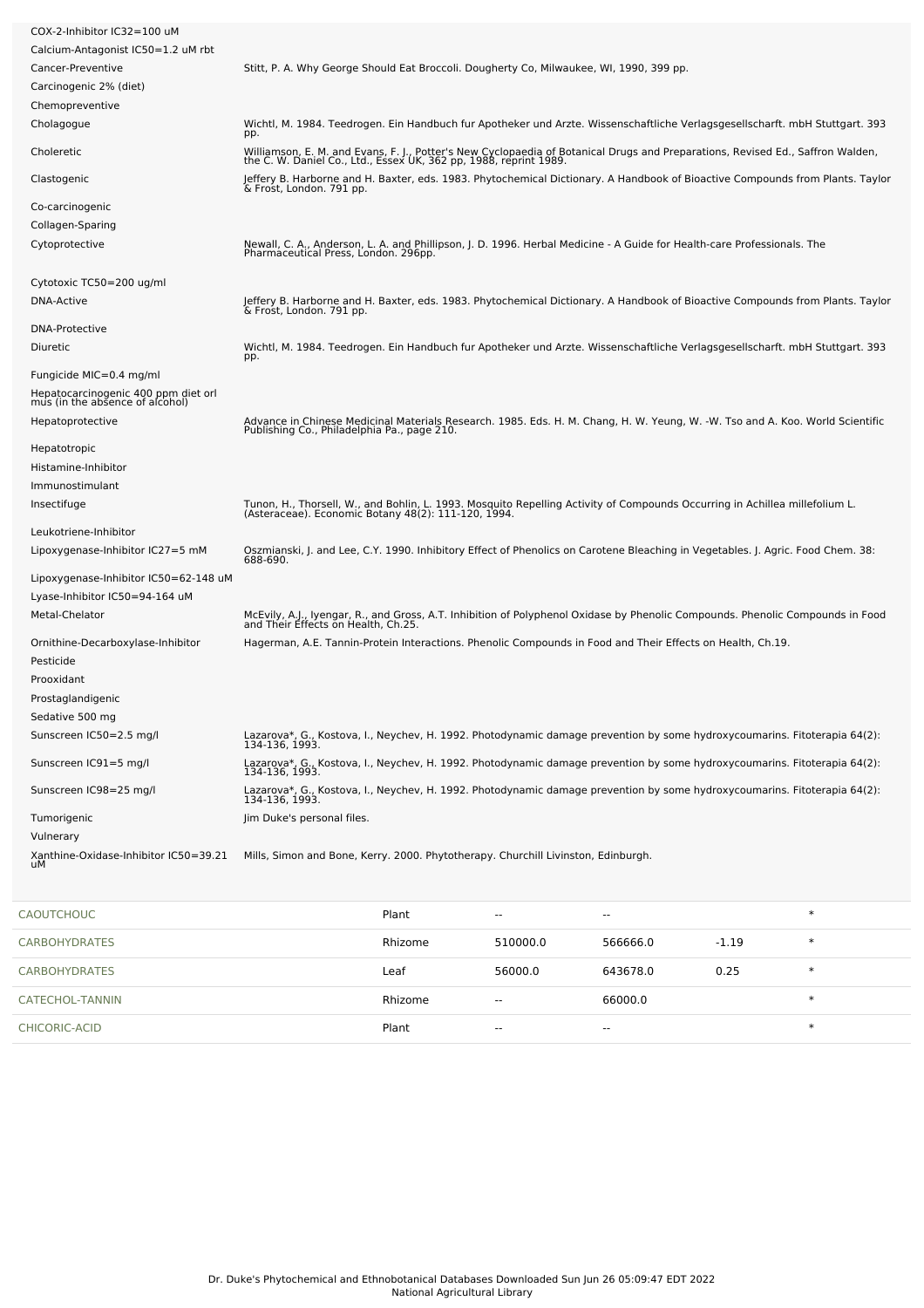| | |
|---|---|
| COX-2-Inhibitor IC32=100 uM | |
| Calcium-Antagonist IC50=1.2 uM rbt | |
| Cancer-Preventive | Stitt, P. A. Why George Should Eat Broccoli. Dougherty Co, Milwaukee, WI, 1990, 399 pp. |
| Carcinogenic 2% (diet) | |
| Chemopreventive | |
| Cholagogue | Wichtl, M. 1984. Teedrogen. Ein Handbuch fur Apotheker und Arzte. Wissenschaftliche Verlagsgesellscharft. mbH Stuttgart. 393 pp. |
| Choleretic | Williamson, E. M. and Evans, F. J., Potter's New Cyclopaedia of Botanical Drugs and Preparations, Revised Ed., Saffron Walden, the C. W. Daniel Co., Ltd., Essex UK, 362 pp, 1988, reprint 1989. |
| Clastogenic | Jeffery B. Harborne and H. Baxter, eds. 1983. Phytochemical Dictionary. A Handbook of Bioactive Compounds from Plants. Taylor & Frost, London. 791 pp. |
| Co-carcinogenic | |
| Collagen-Sparing | |
| Cytoprotective | Newall, C. A., Anderson, L. A. and Phillipson, J. D. 1996. Herbal Medicine - A Guide for Health-care Professionals. The Pharmaceutical Press, London. 296pp. |
| Cytotoxic TC50=200 ug/ml | |
| DNA-Active | Jeffery B. Harborne and H. Baxter, eds. 1983. Phytochemical Dictionary. A Handbook of Bioactive Compounds from Plants. Taylor & Frost, London. 791 pp. |
| DNA-Protective | |
| Diuretic | Wichtl, M. 1984. Teedrogen. Ein Handbuch fur Apotheker und Arzte. Wissenschaftliche Verlagsgesellscharft. mbH Stuttgart. 393 pp. |
| Fungicide MIC=0.4 mg/ml | |
| Hepatocarcinogenic 400 ppm diet orl mus (in the absence of alcohol) | |
| Hepatoprotective | Advance in Chinese Medicinal Materials Research. 1985. Eds. H. M. Chang, H. W. Yeung, W. -W. Tso and A. Koo. World Scientific Publishing Co., Philadelphia Pa., page 210. |
| Hepatotropic | |
| Histamine-Inhibitor | |
| Immunostimulant | |
| Insectifuge | Tunon, H., Thorsell, W., and Bohlin, L. 1993. Mosquito Repelling Activity of Compounds Occurring in Achillea millefolium L. (Asteraceae). Economic Botany 48(2): 111-120, 1994. |
| Leukotriene-Inhibitor | |
| Lipoxygenase-Inhibitor IC27=5 mM | Oszmianski, J. and Lee, C.Y. 1990. Inhibitory Effect of Phenolics on Carotene Bleaching in Vegetables. J. Agric. Food Chem. 38: 688-690. |
| Lipoxygenase-Inhibitor IC50=62-148 uM | |
| Lyase-Inhibitor IC50=94-164 uM | |
| Metal-Chelator | McEvily, A.J., Iyengar, R., and Gross, A.T. Inhibition of Polyphenol Oxidase by Phenolic Compounds. Phenolic Compounds in Food and Their Effects on Health, Ch.25. |
| Ornithine-Decarboxylase-Inhibitor | Hagerman, A.E. Tannin-Protein Interactions. Phenolic Compounds in Food and Their Effects on Health, Ch.19. |
| Pesticide | |
| Prooxidant | |
| Prostaglandigenic | |
| Sedative 500 mg | |
| Sunscreen IC50=2.5 mg/l | Lazarova*, G., Kostova, I., Neychev, H. 1992. Photodynamic damage prevention by some hydroxycoumarins. Fitoterapia 64(2): 134-136, 1993. |
| Sunscreen IC91=5 mg/l | Lazarova*, G., Kostova, I., Neychev, H. 1992. Photodynamic damage prevention by some hydroxycoumarins. Fitoterapia 64(2): 134-136, 1993. |
| Sunscreen IC98=25 mg/l | Lazarova*, G., Kostova, I., Neychev, H. 1992. Photodynamic damage prevention by some hydroxycoumarins. Fitoterapia 64(2): 134-136, 1993. |
| Tumorigenic | Jim Duke's personal files. |
| Vulnerary | |
| Xanthine-Oxidase-Inhibitor IC50=39.21 uM | Mills, Simon and Bone, Kerry. 2000. Phytotherapy. Churchill Livinston, Edinburgh. |

| | | | | | |
|---|---|---|---|---|---|
| CAOUTCHOUC | Plant | -- | -- | | * |
| CARBOHYDRATES | Rhizome | 510000.0 | 566666.0 | -1.19 | * |
| CARBOHYDRATES | Leaf | 56000.0 | 643678.0 | 0.25 | * |
| CATECHOL-TANNIN | Rhizome | -- | 66000.0 | | * |
| CHICORIC-ACID | Plant | -- | -- | | * |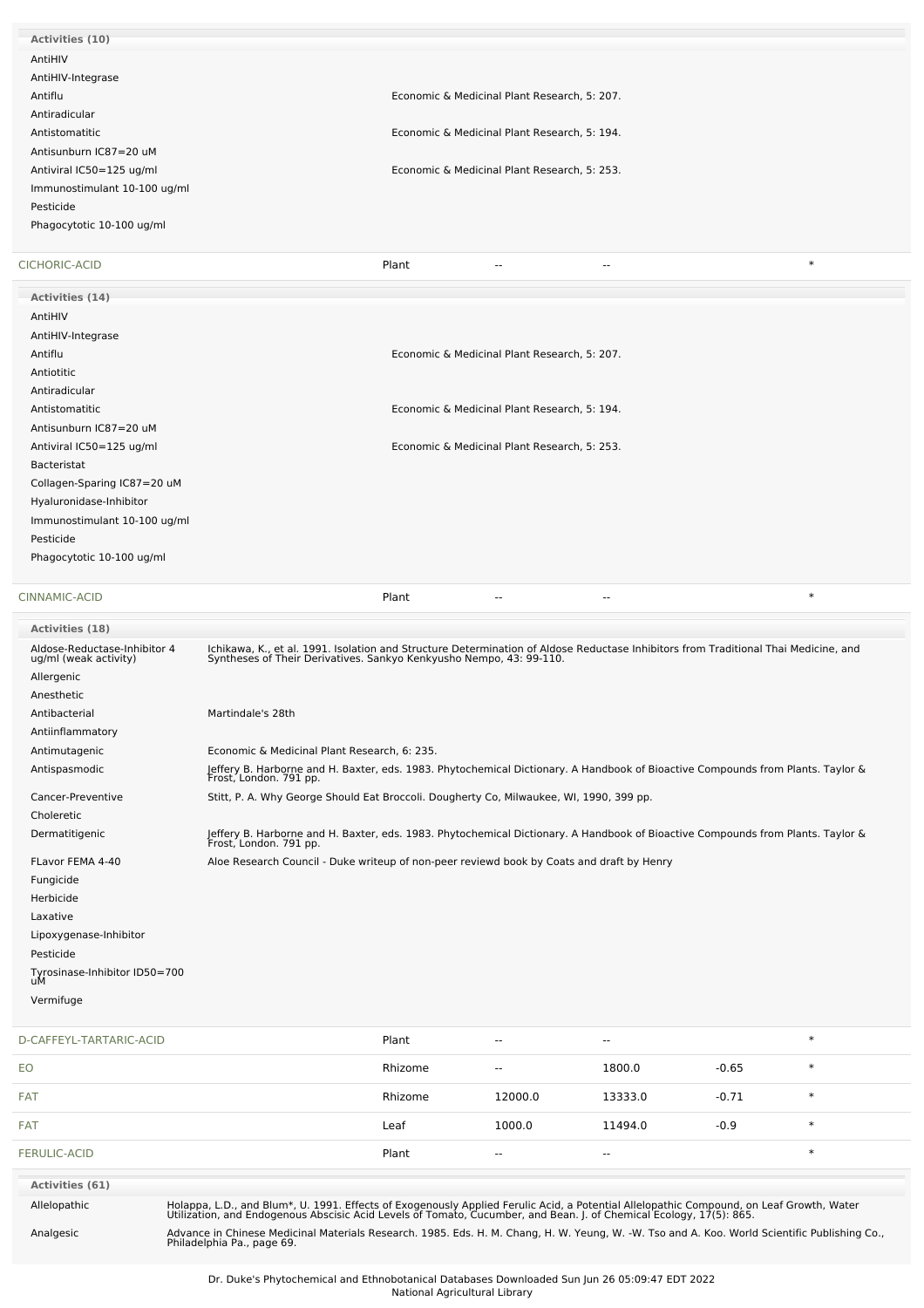**Activities (10)**

| Activity | Reference |
| --- | --- |
| AntiHIV | |
| AntiHIV-Integrase | |
| Antiflu | Economic & Medicinal Plant Research, 5: 207. |
| Antiradicular | |
| Antistomatitic | Economic & Medicinal Plant Research, 5: 194. |
| Antisunburn IC87=20 uM | |
| Antiviral IC50=125 ug/ml | Economic & Medicinal Plant Research, 5: 253. |
| Immunostimulant 10-100 ug/ml | |
| Pesticide | |
| Phagocytotic 10-100 ug/ml | |

| Chemical | Part | Low | High | | |
| --- | --- | --- | --- | --- | --- |
| CICHORIC-ACID | Plant | -- | -- | | * |

**Activities (14)**

| Activity | Reference |
| --- | --- |
| AntiHIV | |
| AntiHIV-Integrase | |
| Antiflu | Economic & Medicinal Plant Research, 5: 207. |
| Antiotitic | |
| Antiradicular | |
| Antistomatitic | Economic & Medicinal Plant Research, 5: 194. |
| Antisunburn IC87=20 uM | |
| Antiviral IC50=125 ug/ml | Economic & Medicinal Plant Research, 5: 253. |
| Bacteristat | |
| Collagen-Sparing IC87=20 uM | |
| Hyaluronidase-Inhibitor | |
| Immunostimulant 10-100 ug/ml | |
| Pesticide | |
| Phagocytotic 10-100 ug/ml | |

| Chemical | Part | Low | High | | |
| --- | --- | --- | --- | --- | --- |
| CINNAMIC-ACID | Plant | -- | -- | | * |

**Activities (18)**

| Activity | Reference |
| --- | --- |
| Aldose-Reductase-Inhibitor 4 ug/ml (weak activity) | Ichikawa, K., et al. 1991. Isolation and Structure Determination of Aldose Reductase Inhibitors from Traditional Thai Medicine, and Syntheses of Their Derivatives. Sankyo Kenkyusho Nempo, 43: 99-110. |
| Allergenic | |
| Anesthetic | |
| Antibacterial | Martindale's 28th |
| Antiinflammatory | |
| Antimutagenic | Economic & Medicinal Plant Research, 6: 235. |
| Antispasmodic | Jeffery B. Harborne and H. Baxter, eds. 1983. Phytochemical Dictionary. A Handbook of Bioactive Compounds from Plants. Taylor & Frost, London. 791 pp. |
| Cancer-Preventive | Stitt, P. A. Why George Should Eat Broccoli. Dougherty Co, Milwaukee, WI, 1990, 399 pp. |
| Choleretic | |
| Dermatitigenic | Jeffery B. Harborne and H. Baxter, eds. 1983. Phytochemical Dictionary. A Handbook of Bioactive Compounds from Plants. Taylor & Frost, London. 791 pp. |
| FLavor FEMA 4-40 | Aloe Research Council - Duke writeup of non-peer reviewd book by Coats and draft by Henry |
| Fungicide | |
| Herbicide | |
| Laxative | |
| Lipoxygenase-Inhibitor | |
| Pesticide | |
| Tyrosinase-Inhibitor ID50=700 uM | |
| Vermifuge | |

| Chemical | Part | Low | High | | |
| --- | --- | --- | --- | --- | --- |
| D-CAFFEYL-TARTARIC-ACID | Plant | -- | -- | | * |
| EO | Rhizome | -- | 1800.0 | -0.65 | * |
| FAT | Rhizome | 12000.0 | 13333.0 | -0.71 | * |
| FAT | Leaf | 1000.0 | 11494.0 | -0.9 | * |
| FERULIC-ACID | Plant | -- | -- | | * |

**Activities (61)**

| Activity | Reference |
| --- | --- |
| Allelopathic | Holappa, L.D., and Blum*, U. 1991. Effects of Exogenously Applied Ferulic Acid, a Potential Allelopathic Compound, on Leaf Growth, Water Utilization, and Endogenous Abscisic Acid Levels of Tomato, Cucumber, and Bean. J. of Chemical Ecology, 17(5): 865. |
| Analgesic | Advance in Chinese Medicinal Materials Research. 1985. Eds. H. M. Chang, H. W. Yeung, W. -W. Tso and A. Koo. World Scientific Publishing Co., Philadelphia Pa., page 69. |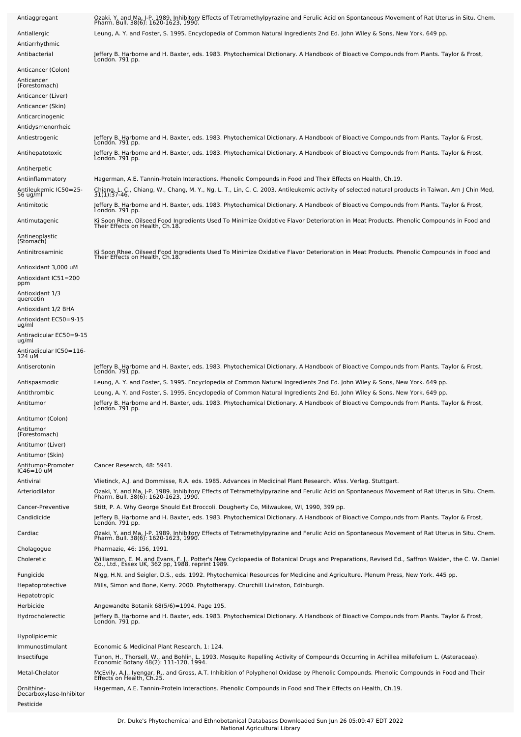| | |
|---|---|
| Antiaggregant | Ozaki, Y. and Ma, J-P. 1989. Inhibitory Effects of Tetramethylpyrazine and Ferulic Acid on Spontaneous Movement of Rat Uterus in Situ. Chem. Pharm. Bull. 38(6): 1620-1623, 1990. |
| Antiallergic | Leung, A. Y. and Foster, S. 1995. Encyclopedia of Common Natural Ingredients 2nd Ed. John Wiley & Sons, New York. 649 pp. |
| Antiarrhythmic | |
| Antibacterial | Jeffery B. Harborne and H. Baxter, eds. 1983. Phytochemical Dictionary. A Handbook of Bioactive Compounds from Plants. Taylor & Frost, London. 791 pp. |
| Anticancer (Colon) | |
| Anticancer (Forestomach) | |
| Anticancer (Liver) | |
| Anticancer (Skin) | |
| Anticarcinogenic | |
| Antidysmenorrheic | |
| Antiestrogenic | Jeffery B. Harborne and H. Baxter, eds. 1983. Phytochemical Dictionary. A Handbook of Bioactive Compounds from Plants. Taylor & Frost, London. 791 pp. |
| Antihepatotoxic | Jeffery B. Harborne and H. Baxter, eds. 1983. Phytochemical Dictionary. A Handbook of Bioactive Compounds from Plants. Taylor & Frost, London. 791 pp. |
| Antiherpetic | |
| Antiinflammatory | Hagerman, A.E. Tannin-Protein Interactions. Phenolic Compounds in Food and Their Effects on Health, Ch.19. |
| Antileukemic IC50=25-56 ug/ml | Chiang, L. C., Chiang, W., Chang, M. Y., Ng, L. T., Lin, C. C. 2003. Antileukemic activity of selected natural products in Taiwan. Am J Chin Med, 31(1):37-46. |
| Antimitotic | Jeffery B. Harborne and H. Baxter, eds. 1983. Phytochemical Dictionary. A Handbook of Bioactive Compounds from Plants. Taylor & Frost, London. 791 pp. |
| Antimutagenic | Ki Soon Rhee. Oilseed Food Ingredients Used To Minimize Oxidative Flavor Deterioration in Meat Products. Phenolic Compounds in Food and Their Effects on Health, Ch.18. |
| Antineoplastic (Stomach) | |
| Antinitrosaminic | Ki Soon Rhee. Oilseed Food Ingredients Used To Minimize Oxidative Flavor Deterioration in Meat Products. Phenolic Compounds in Food and Their Effects on Health, Ch.18. |
| Antioxidant 3,000 uM | |
| Antioxidant IC51=200 ppm | |
| Antioxidant 1/3 quercetin | |
| Antioxidant 1/2 BHA | |
| Antioxidant EC50=9-15 ug/ml | |
| Antiradicular EC50=9-15 ug/ml | |
| Antiradicular IC50=116-124 uM | |
| Antiserotonin | Jeffery B. Harborne and H. Baxter, eds. 1983. Phytochemical Dictionary. A Handbook of Bioactive Compounds from Plants. Taylor & Frost, London. 791 pp. |
| Antispasmodic | Leung, A. Y. and Foster, S. 1995. Encyclopedia of Common Natural Ingredients 2nd Ed. John Wiley & Sons, New York. 649 pp. |
| Antithrombic | Leung, A. Y. and Foster, S. 1995. Encyclopedia of Common Natural Ingredients 2nd Ed. John Wiley & Sons, New York. 649 pp. |
| Antitumor | Jeffery B. Harborne and H. Baxter, eds. 1983. Phytochemical Dictionary. A Handbook of Bioactive Compounds from Plants. Taylor & Frost, London. 791 pp. |
| Antitumor (Colon) | |
| Antitumor (Forestomach) | |
| Antitumor (Liver) | |
| Antitumor (Skin) | |
| Antitumor-Promoter IC46=10 uM | Cancer Research, 48: 5941. |
| Antiviral | Vlietinck, A.J. and Dommisse, R.A. eds. 1985. Advances in Medicinal Plant Research. Wiss. Verlag. Stuttgart. |
| Arteriodilator | Ozaki, Y. and Ma, J-P. 1989. Inhibitory Effects of Tetramethylpyrazine and Ferulic Acid on Spontaneous Movement of Rat Uterus in Situ. Chem. Pharm. Bull. 38(6): 1620-1623, 1990. |
| Cancer-Preventive | Stitt, P. A. Why George Should Eat Broccoli. Dougherty Co, Milwaukee, WI, 1990, 399 pp. |
| Candidicide | Jeffery B. Harborne and H. Baxter, eds. 1983. Phytochemical Dictionary. A Handbook of Bioactive Compounds from Plants. Taylor & Frost, London. 791 pp. |
| Cardiac | Ozaki, Y. and Ma, J-P. 1989. Inhibitory Effects of Tetramethylpyrazine and Ferulic Acid on Spontaneous Movement of Rat Uterus in Situ. Chem. Pharm. Bull. 38(6): 1620-1623, 1990. |
| Cholagogue | Pharmazie, 46: 156, 1991. |
| Choleretic | Williamson, E. M. and Evans, F. J., Potter's New Cyclopaedia of Botanical Drugs and Preparations, Revised Ed., Saffron Walden, the C. W. Daniel Co., Ltd., Essex UK, 362 pp, 1988, reprint 1989. |
| Fungicide | Nigg, H.N. and Seigler, D.S., eds. 1992. Phytochemical Resources for Medicine and Agriculture. Plenum Press, New York. 445 pp. |
| Hepatoprotective | Mills, Simon and Bone, Kerry. 2000. Phytotherapy. Churchill Livinston, Edinburgh. |
| Hepatotropic | |
| Herbicide | Angewandte Botanik 68(5/6)=1994. Page 195. |
| Hydrocholerectic | Jeffery B. Harborne and H. Baxter, eds. 1983. Phytochemical Dictionary. A Handbook of Bioactive Compounds from Plants. Taylor & Frost, London. 791 pp. |
| Hypolipidemic | |
| Immunostimulant | Economic & Medicinal Plant Research, 1: 124. |
| Insectifuge | Tunon, H., Thorsell, W., and Bohlin, L. 1993. Mosquito Repelling Activity of Compounds Occurring in Achillea millefolium L. (Asteraceae). Economic Botany 48(2): 111-120, 1994. |
| Metal-Chelator | McEvily, A.J., Iyengar, R., and Gross, A.T. Inhibition of Polyphenol Oxidase by Phenolic Compounds. Phenolic Compounds in Food and Their Effects on Health, Ch.25. |
| Ornithine-Decarboxylase-Inhibitor | Hagerman, A.E. Tannin-Protein Interactions. Phenolic Compounds in Food and Their Effects on Health, Ch.19. |
| Pesticide | |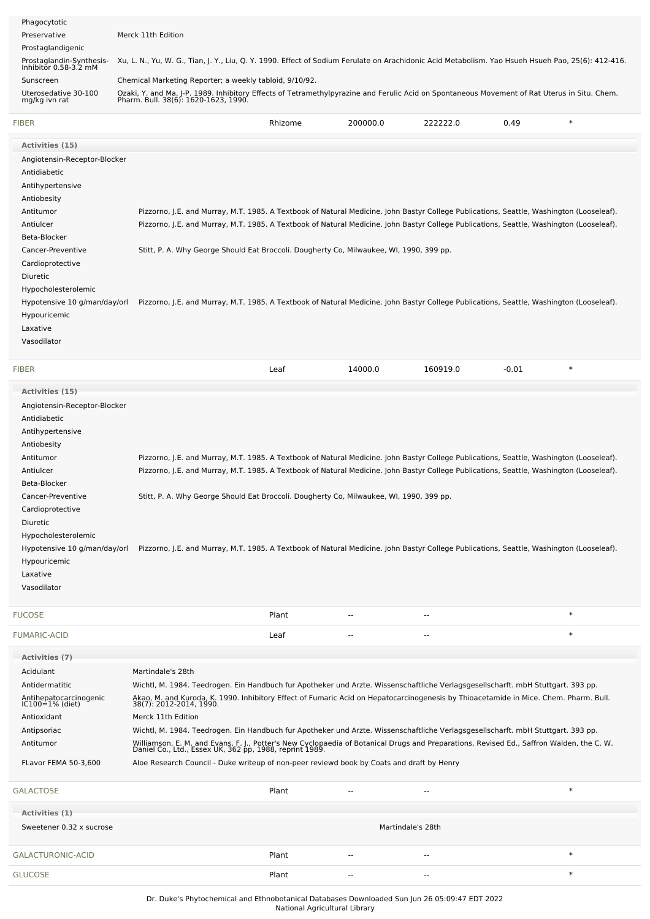| | |
|---|---|
| Phagocytotic | |
| Preservative | Merck 11th Edition |
| Prostaglandigenic | |
| Prostaglandin-Synthesis-Inhibitor 0.58-3.2 mM | Xu, L. N., Yu, W. G., Tian, J. Y., Liu, Q. Y. 1990. Effect of Sodium Ferulate on Arachidonic Acid Metabolism. Yao Hsueh Hsueh Pao, 25(6): 412-416. |
| Sunscreen | Chemical Marketing Reporter; a weekly tabloid, 9/10/92. |
| Uterosedative 30-100 mg/kg ivn rat | Ozaki, Y. and Ma, J-P. 1989. Inhibitory Effects of Tetramethylpyrazine and Ferulic Acid on Spontaneous Movement of Rat Uterus in Situ. Chem. Pharm. Bull. 38(6): 1620-1623, 1990. |

| FIBER | Rhizome | 200000.0 | 222222.0 | 0.49 | * |
|---|---|---|---|---|---|

**Activities (15)**

| | |
|---|---|
| Angiotensin-Receptor-Blocker | |
| Antidiabetic | |
| Antihypertensive | |
| Antiobesity | |
| Antitumor | Pizzorno, J.E. and Murray, M.T. 1985. A Textbook of Natural Medicine. John Bastyr College Publications, Seattle, Washington (Looseleaf). |
| Antiulcer | Pizzorno, J.E. and Murray, M.T. 1985. A Textbook of Natural Medicine. John Bastyr College Publications, Seattle, Washington (Looseleaf). |
| Beta-Blocker | |
| Cancer-Preventive | Stitt, P. A. Why George Should Eat Broccoli. Dougherty Co, Milwaukee, WI, 1990, 399 pp. |
| Cardioprotective | |
| Diuretic | |
| Hypocholesterolemic | |
| Hypotensive 10 g/man/day/orl | Pizzorno, J.E. and Murray, M.T. 1985. A Textbook of Natural Medicine. John Bastyr College Publications, Seattle, Washington (Looseleaf). |
| Hypouricemic | |
| Laxative | |
| Vasodilator | |

| FIBER | Leaf | 14000.0 | 160919.0 | -0.01 | * |
|---|---|---|---|---|---|

**Activities (15)**

| | |
|---|---|
| Angiotensin-Receptor-Blocker | |
| Antidiabetic | |
| Antihypertensive | |
| Antiobesity | |
| Antitumor | Pizzorno, J.E. and Murray, M.T. 1985. A Textbook of Natural Medicine. John Bastyr College Publications, Seattle, Washington (Looseleaf). |
| Antiulcer | Pizzorno, J.E. and Murray, M.T. 1985. A Textbook of Natural Medicine. John Bastyr College Publications, Seattle, Washington (Looseleaf). |
| Beta-Blocker | |
| Cancer-Preventive | Stitt, P. A. Why George Should Eat Broccoli. Dougherty Co, Milwaukee, WI, 1990, 399 pp. |
| Cardioprotective | |
| Diuretic | |
| Hypocholesterolemic | |
| Hypotensive 10 g/man/day/orl | Pizzorno, J.E. and Murray, M.T. 1985. A Textbook of Natural Medicine. John Bastyr College Publications, Seattle, Washington (Looseleaf). |
| Hypouricemic | |
| Laxative | |
| Vasodilator | |

| FUCOSE | Plant | -- | -- | | * |
|---|---|---|---|---|---|
| FUMARIC-ACID | Leaf | -- | -- | | * |

**Activities (7)**

| | |
|---|---|
| Acidulant | Martindale's 28th |
| Antidermatitic | Wichtl, M. 1984. Teedrogen. Ein Handbuch fur Apotheker und Arzte. Wissenschaftliche Verlagsgesellscharft. mbH Stuttgart. 393 pp. |
| Antihepatocarcinogenic IC100=1% (diet) | Akao, M. and Kuroda, K. 1990. Inhibitory Effect of Fumaric Acid on Hepatocarcinogenesis by Thioacetamide in Mice. Chem. Pharm. Bull. 38(7): 2012-2014, 1990. |
| Antioxidant | Merck 11th Edition |
| Antipsoriac | Wichtl, M. 1984. Teedrogen. Ein Handbuch fur Apotheker und Arzte. Wissenschaftliche Verlagsgesellscharft. mbH Stuttgart. 393 pp. |
| Antitumor | Williamson, E. M. and Evans, F. J., Potter's New Cyclopaedia of Botanical Drugs and Preparations, Revised Ed., Saffron Walden, the C. W. Daniel Co., Ltd., Essex UK, 362 pp, 1988, reprint 1989. |
| FLavor FEMA 50-3,600 | Aloe Research Council - Duke writeup of non-peer reviewd book by Coats and draft by Henry |

| GALACTOSE | Plant | -- | -- | | * |
|---|---|---|---|---|---|

**Activities (1)**

| | |
|---|---|
| Sweetener 0.32 x sucrose | Martindale's 28th |

| GALACTURONIC-ACID | Plant | -- | -- | | * |
|---|---|---|---|---|---|
| GLUCOSE | Plant | -- | -- | | * |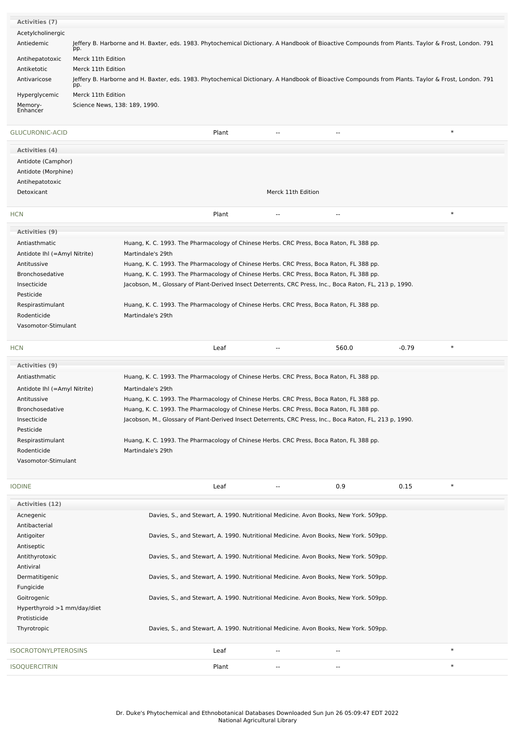**Activities (7)**

| Activity | Reference |
|---|---|
| Acetylcholinergic | |
| Antiedemic | Jeffery B. Harborne and H. Baxter, eds. 1983. Phytochemical Dictionary. A Handbook of Bioactive Compounds from Plants. Taylor & Frost, London. 791 pp. |
| Antihepatotoxic | Merck 11th Edition |
| Antiketotic | Merck 11th Edition |
| Antivaricose | Jeffery B. Harborne and H. Baxter, eds. 1983. Phytochemical Dictionary. A Handbook of Bioactive Compounds from Plants. Taylor & Frost, London. 791 pp. |
| Hyperglycemic | Merck 11th Edition |
| Memory-Enhancer | Science News, 138: 189, 1990. |

| GLUCURONIC-ACID | Plant | -- | -- | | * |
|---|---|---|---|---|---|

**Activities (4)**

| Activity | Reference |
|---|---|
| Antidote (Camphor) | |
| Antidote (Morphine) | |
| Antihepatotoxic | |
| Detoxicant | Merck 11th Edition |

| HCN | Plant | -- | -- | | * |
|---|---|---|---|---|---|

**Activities (9)**

| Activity | Reference |
|---|---|
| Antiasthmatic | Huang, K. C. 1993. The Pharmacology of Chinese Herbs. CRC Press, Boca Raton, FL 388 pp. |
| Antidote Ihl (=Amyl Nitrite) | Martindale's 29th |
| Antitussive | Huang, K. C. 1993. The Pharmacology of Chinese Herbs. CRC Press, Boca Raton, FL 388 pp. |
| Bronchosedative | Huang, K. C. 1993. The Pharmacology of Chinese Herbs. CRC Press, Boca Raton, FL 388 pp. |
| Insecticide | Jacobson, M., Glossary of Plant-Derived Insect Deterrents, CRC Press, Inc., Boca Raton, FL, 213 p, 1990. |
| Pesticide | |
| Respirastimulant | Huang, K. C. 1993. The Pharmacology of Chinese Herbs. CRC Press, Boca Raton, FL 388 pp. |
| Rodenticide | Martindale's 29th |
| Vasomotor-Stimulant | |

| HCN | Leaf | -- | 560.0 | -0.79 | * |
|---|---|---|---|---|---|

**Activities (9)**

| Activity | Reference |
|---|---|
| Antiasthmatic | Huang, K. C. 1993. The Pharmacology of Chinese Herbs. CRC Press, Boca Raton, FL 388 pp. |
| Antidote Ihl (=Amyl Nitrite) | Martindale's 29th |
| Antitussive | Huang, K. C. 1993. The Pharmacology of Chinese Herbs. CRC Press, Boca Raton, FL 388 pp. |
| Bronchosedative | Huang, K. C. 1993. The Pharmacology of Chinese Herbs. CRC Press, Boca Raton, FL 388 pp. |
| Insecticide | Jacobson, M., Glossary of Plant-Derived Insect Deterrents, CRC Press, Inc., Boca Raton, FL, 213 p, 1990. |
| Pesticide | |
| Respirastimulant | Huang, K. C. 1993. The Pharmacology of Chinese Herbs. CRC Press, Boca Raton, FL 388 pp. |
| Rodenticide | Martindale's 29th |
| Vasomotor-Stimulant | |

| IODINE | Leaf | -- | 0.9 | 0.15 | * |
|---|---|---|---|---|---|

**Activities (12)**

| Activity | Reference |
|---|---|
| Acnegenic | Davies, S., and Stewart, A. 1990. Nutritional Medicine. Avon Books, New York. 509pp. |
| Antibacterial | |
| Antigoiter | Davies, S., and Stewart, A. 1990. Nutritional Medicine. Avon Books, New York. 509pp. |
| Antiseptic | |
| Antithyrotoxic | Davies, S., and Stewart, A. 1990. Nutritional Medicine. Avon Books, New York. 509pp. |
| Antiviral | |
| Dermatitigenic | Davies, S., and Stewart, A. 1990. Nutritional Medicine. Avon Books, New York. 509pp. |
| Fungicide | |
| Goitrogenic | Davies, S., and Stewart, A. 1990. Nutritional Medicine. Avon Books, New York. 509pp. |
| Hyperthyroid >1 mm/day/diet | |
| Protisticide | |
| Thyrotropic | Davies, S., and Stewart, A. 1990. Nutritional Medicine. Avon Books, New York. 509pp. |

| ISOCROTONYLPTEROSINS | Leaf | -- | -- | | * |
|---|---|---|---|---|---|
| ISOQUERCITRIN | Plant | -- | -- | | * |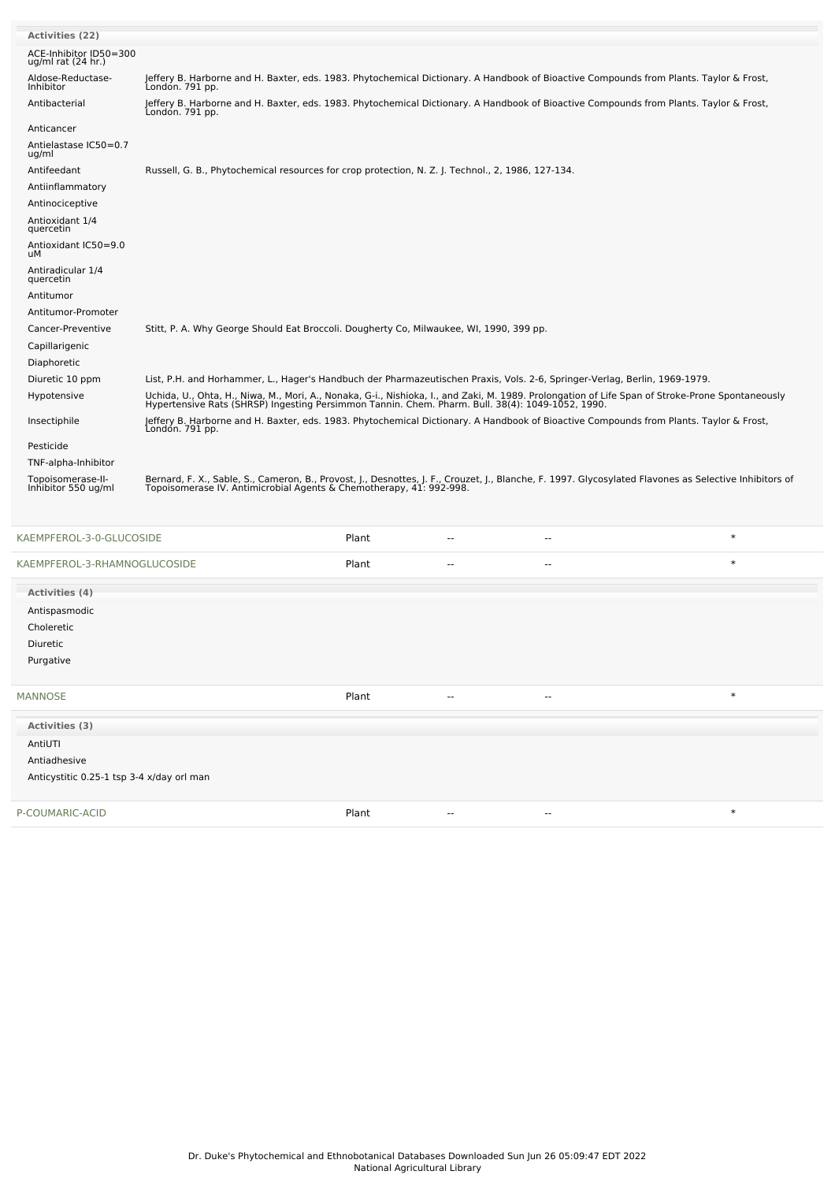**Activities (22)**

| Activity | Reference |
|---|---|
| ACE-Inhibitor ID50=300 ug/ml rat (24 hr.) | |
| Aldose-Reductase-Inhibitor | Jeffery B. Harborne and H. Baxter, eds. 1983. Phytochemical Dictionary. A Handbook of Bioactive Compounds from Plants. Taylor & Frost, London. 791 pp. |
| Antibacterial | Jeffery B. Harborne and H. Baxter, eds. 1983. Phytochemical Dictionary. A Handbook of Bioactive Compounds from Plants. Taylor & Frost, London. 791 pp. |
| Anticancer | |
| Antielastase IC50=0.7 ug/ml | |
| Antifeedant | Russell, G. B., Phytochemical resources for crop protection, N. Z. J. Technol., 2, 1986, 127-134. |
| Antiinflammatory | |
| Antinociceptive | |
| Antioxidant 1/4 quercetin | |
| Antioxidant IC50=9.0 uM | |
| Antiradicular 1/4 quercetin | |
| Antitumor | |
| Antitumor-Promoter | |
| Cancer-Preventive | Stitt, P. A. Why George Should Eat Broccoli. Dougherty Co, Milwaukee, WI, 1990, 399 pp. |
| Capillarigenic | |
| Diaphoretic | |
| Diuretic 10 ppm | List, P.H. and Horhammer, L., Hager's Handbuch der Pharmazeutischen Praxis, Vols. 2-6, Springer-Verlag, Berlin, 1969-1979. |
| Hypotensive | Uchida, U., Ohta, H., Niwa, M., Mori, A., Nonaka, G-i., Nishioka, I., and Zaki, M. 1989. Prolongation of Life Span of Stroke-Prone Spontaneously Hypertensive Rats (SHRSP) Ingesting Persimmon Tannin. Chem. Pharm. Bull. 38(4): 1049-1052, 1990. |
| Insectiphile | Jeffery B. Harborne and H. Baxter, eds. 1983. Phytochemical Dictionary. A Handbook of Bioactive Compounds from Plants. Taylor & Frost, London. 791 pp. |
| Pesticide | |
| TNF-alpha-Inhibitor | |
| Topoisomerase-II-Inhibitor 550 ug/ml | Bernard, F. X., Sable, S., Cameron, B., Provost, J., Desnottes, J. F., Crouzet, J., Blanche, F. 1997. Glycosylated Flavones as Selective Inhibitors of Topoisomerase IV. Antimicrobial Agents & Chemotherapy, 41: 992-998. |

| Chemical | Part | | | |
|---|---|---|---|---|
| KAEMPFEROL-3-0-GLUCOSIDE | Plant | -- | -- | * |
| KAEMPFEROL-3-RHAMNOGLUCOSIDE | Plant | -- | -- | * |

**Activities (4)**

- Antispasmodic
- Choleretic
- Diuretic
- Purgative

| Chemical | Part | | | |
|---|---|---|---|---|
| MANNOSE | Plant | -- | -- | * |

**Activities (3)**

- AntiUTI
- Antiadhesive
- Anticystitic 0.25-1 tsp 3-4 x/day orl man

| Chemical | Part | | | |
|---|---|---|---|---|
| P-COUMARIC-ACID | Plant | -- | -- | * |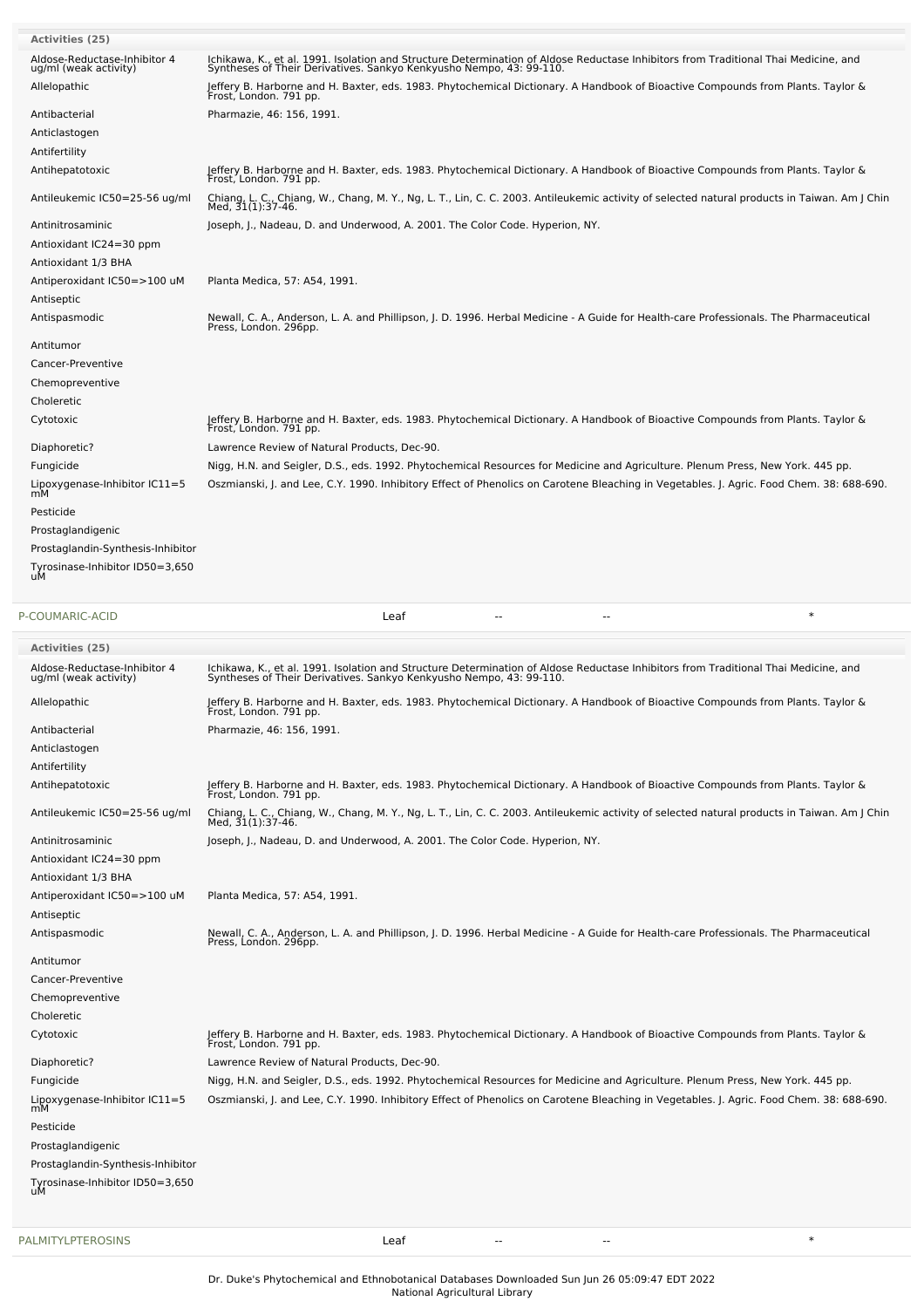**Activities (25)**

| Activity | Reference |
|---|---|
| Aldose-Reductase-Inhibitor 4 ug/ml (weak activity) | Ichikawa, K., et al. 1991. Isolation and Structure Determination of Aldose Reductase Inhibitors from Traditional Thai Medicine, and Syntheses of Their Derivatives. Sankyo Kenkyusho Nempo, 43: 99-110. |
| Allelopathic | Jeffery B. Harborne and H. Baxter, eds. 1983. Phytochemical Dictionary. A Handbook of Bioactive Compounds from Plants. Taylor & Frost, London. 791 pp. |
| Antibacterial | Pharmazie, 46: 156, 1991. |
| Anticlastogen | |
| Antifertility | |
| Antihepatotoxic | Jeffery B. Harborne and H. Baxter, eds. 1983. Phytochemical Dictionary. A Handbook of Bioactive Compounds from Plants. Taylor & Frost, London. 791 pp. |
| Antileukemic IC50=25-56 ug/ml | Chiang, L. C., Chiang, W., Chang, M. Y., Ng, L. T., Lin, C. C. 2003. Antileukemic activity of selected natural products in Taiwan. Am J Chin Med, 31(1):37-46. |
| Antinitrosaminic | Joseph, J., Nadeau, D. and Underwood, A. 2001. The Color Code. Hyperion, NY. |
| Antioxidant IC24=30 ppm | |
| Antioxidant 1/3 BHA | |
| Antiperoxidant IC50=>100 uM | Planta Medica, 57: A54, 1991. |
| Antiseptic | |
| Antispasmodic | Newall, C. A., Anderson, L. A. and Phillipson, J. D. 1996. Herbal Medicine - A Guide for Health-care Professionals. The Pharmaceutical Press, London. 296pp. |
| Antitumor | |
| Cancer-Preventive | |
| Chemopreventive | |
| Choleretic | |
| Cytotoxic | Jeffery B. Harborne and H. Baxter, eds. 1983. Phytochemical Dictionary. A Handbook of Bioactive Compounds from Plants. Taylor & Frost, London. 791 pp. |
| Diaphoretic? | Lawrence Review of Natural Products, Dec-90. |
| Fungicide | Nigg, H.N. and Seigler, D.S., eds. 1992. Phytochemical Resources for Medicine and Agriculture. Plenum Press, New York. 445 pp. |
| Lipoxygenase-Inhibitor IC11=5 mM | Oszmianski, J. and Lee, C.Y. 1990. Inhibitory Effect of Phenolics on Carotene Bleaching in Vegetables. J. Agric. Food Chem. 38: 688-690. |
| Pesticide | |
| Prostaglandigenic | |
| Prostaglandin-Synthesis-Inhibitor | |
| Tyrosinase-Inhibitor ID50=3,650 uM | |

| P-COUMARIC-ACID | Leaf | -- | -- | * |
|---|---|---|---|---|

**Activities (25)**

| Activity | Reference |
|---|---|
| Aldose-Reductase-Inhibitor 4 ug/ml (weak activity) | Ichikawa, K., et al. 1991. Isolation and Structure Determination of Aldose Reductase Inhibitors from Traditional Thai Medicine, and Syntheses of Their Derivatives. Sankyo Kenkyusho Nempo, 43: 99-110. |
| Allelopathic | Jeffery B. Harborne and H. Baxter, eds. 1983. Phytochemical Dictionary. A Handbook of Bioactive Compounds from Plants. Taylor & Frost, London. 791 pp. |
| Antibacterial | Pharmazie, 46: 156, 1991. |
| Anticlastogen | |
| Antifertility | |
| Antihepatotoxic | Jeffery B. Harborne and H. Baxter, eds. 1983. Phytochemical Dictionary. A Handbook of Bioactive Compounds from Plants. Taylor & Frost, London. 791 pp. |
| Antileukemic IC50=25-56 ug/ml | Chiang, L. C., Chiang, W., Chang, M. Y., Ng, L. T., Lin, C. C. 2003. Antileukemic activity of selected natural products in Taiwan. Am J Chin Med, 31(1):37-46. |
| Antinitrosaminic | Joseph, J., Nadeau, D. and Underwood, A. 2001. The Color Code. Hyperion, NY. |
| Antioxidant IC24=30 ppm | |
| Antioxidant 1/3 BHA | |
| Antiperoxidant IC50=>100 uM | Planta Medica, 57: A54, 1991. |
| Antiseptic | |
| Antispasmodic | Newall, C. A., Anderson, L. A. and Phillipson, J. D. 1996. Herbal Medicine - A Guide for Health-care Professionals. The Pharmaceutical Press, London. 296pp. |
| Antitumor | |
| Cancer-Preventive | |
| Chemopreventive | |
| Choleretic | |
| Cytotoxic | Jeffery B. Harborne and H. Baxter, eds. 1983. Phytochemical Dictionary. A Handbook of Bioactive Compounds from Plants. Taylor & Frost, London. 791 pp. |
| Diaphoretic? | Lawrence Review of Natural Products, Dec-90. |
| Fungicide | Nigg, H.N. and Seigler, D.S., eds. 1992. Phytochemical Resources for Medicine and Agriculture. Plenum Press, New York. 445 pp. |
| Lipoxygenase-Inhibitor IC11=5 mM | Oszmianski, J. and Lee, C.Y. 1990. Inhibitory Effect of Phenolics on Carotene Bleaching in Vegetables. J. Agric. Food Chem. 38: 688-690. |
| Pesticide | |
| Prostaglandigenic | |
| Prostaglandin-Synthesis-Inhibitor | |
| Tyrosinase-Inhibitor ID50=3,650 uM | |

| PALMITYLPTEROSINS | Leaf | -- | -- | * |
|---|---|---|---|---|

Dr. Duke's Phytochemical and Ethnobotanical Databases Downloaded Sun Jun 26 05:09:47 EDT 2022
National Agricultural Library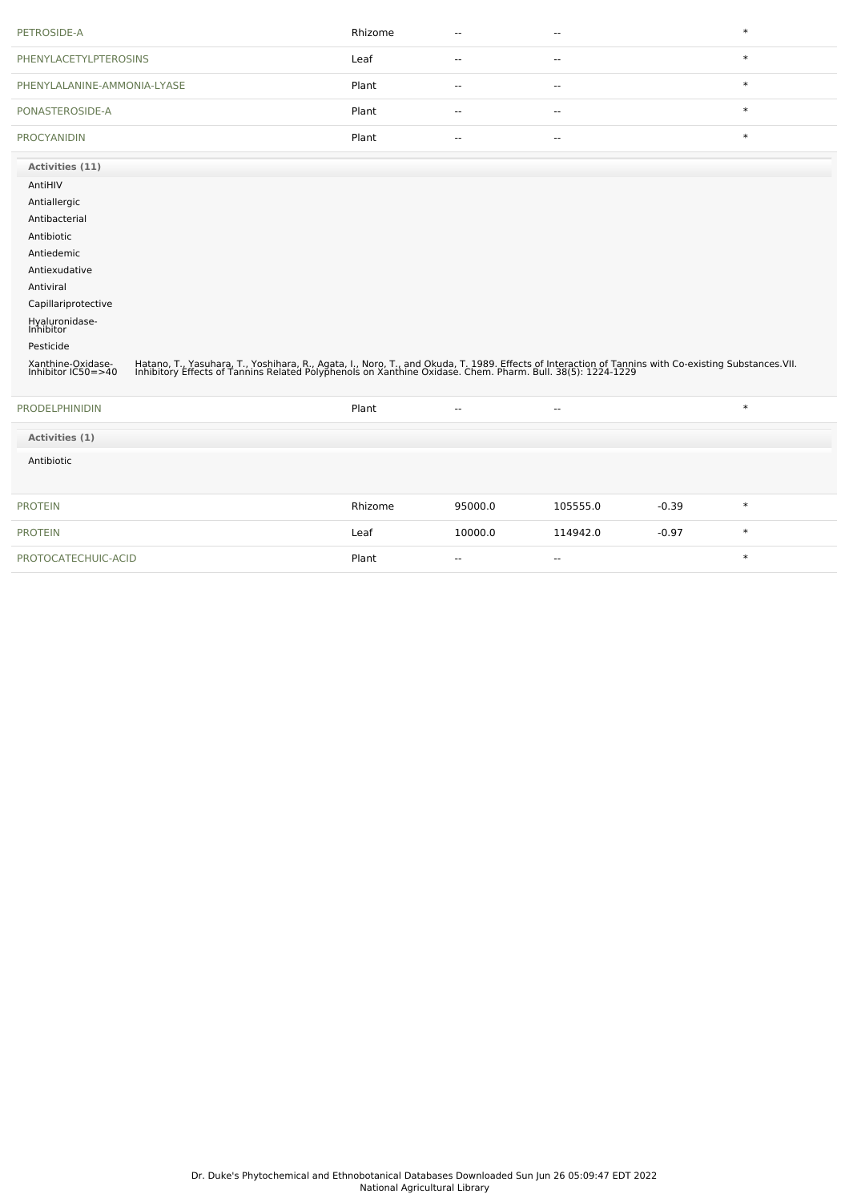| | | | | | |
|---|---|---|---|---|---|
| PETROSIDE-A | Rhizome | -- | -- | | * |
| PHENYLACETYLPTEROSINS | Leaf | -- | -- | | * |
| PHENYLALANINE-AMMONIA-LYASE | Plant | -- | -- | | * |
| PONASTEROSIDE-A | Plant | -- | -- | | * |
| PROCYANIDIN | Plant | -- | -- | | * |

**Activities (11)**

AntiHIV

Antiallergic

Antibacterial

Antibiotic

Antiedemic

Antiexudative

Antiviral

Capillariprotective

Hyaluronidase-Inhibitor

Pesticide

Xanthine-Oxidase-Inhibitor IC50=>40 — Hatano, T., Yasuhara, T., Yoshihara, R., Agata, I., Noro, T., and Okuda, T. 1989. Effects of Interaction of Tannins with Co-existing Substances.VII. Inhibitory Effects of Tannins Related Polyphenols on Xanthine Oxidase. Chem. Pharm. Bull. 38(5): 1224-1229

| | | | | | |
|---|---|---|---|---|---|
| PRODELPHINIDIN | Plant | -- | -- | | * |

**Activities (1)**

Antibiotic

| | | | | | |
|---|---|---|---|---|---|
| PROTEIN | Rhizome | 95000.0 | 105555.0 | -0.39 | * |
| PROTEIN | Leaf | 10000.0 | 114942.0 | -0.97 | * |
| PROTOCATECHUIC-ACID | Plant | -- | -- | | * |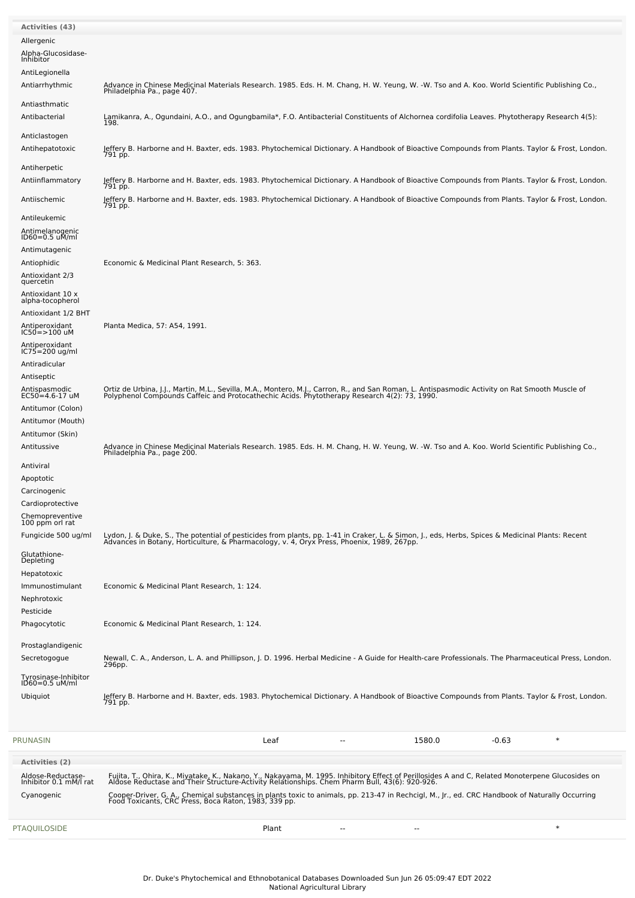**Activities (43)**

| Activity | Reference |
|---|---|
| Allergenic | |
| Alpha-Glucosidase-Inhibitor | |
| AntiLegionella | |
| Antiarrhythmic | Advance in Chinese Medicinal Materials Research. 1985. Eds. H. M. Chang, H. W. Yeung, W. -W. Tso and A. Koo. World Scientific Publishing Co., Philadelphia Pa., page 407. |
| Antiasthmatic | |
| Antibacterial | Lamikanra, A., Ogundaini, A.O., and Ogungbamila*, F.O. Antibacterial Constituents of Alchornea cordifolia Leaves. Phytotherapy Research 4(5): 198. |
| Anticlastogen | |
| Antihepatotoxic | Jeffery B. Harborne and H. Baxter, eds. 1983. Phytochemical Dictionary. A Handbook of Bioactive Compounds from Plants. Taylor & Frost, London. 791 pp. |
| Antiherpetic | |
| Antiinflammatory | Jeffery B. Harborne and H. Baxter, eds. 1983. Phytochemical Dictionary. A Handbook of Bioactive Compounds from Plants. Taylor & Frost, London. 791 pp. |
| Antiischemic | Jeffery B. Harborne and H. Baxter, eds. 1983. Phytochemical Dictionary. A Handbook of Bioactive Compounds from Plants. Taylor & Frost, London. 791 pp. |
| Antileukemic | |
| Antimelanogenic ID60=0.5 uM/ml | |
| Antimutagenic | |
| Antiophidic | Economic & Medicinal Plant Research, 5: 363. |
| Antioxidant 2/3 quercetin | |
| Antioxidant 10 x alpha-tocopherol | |
| Antioxidant 1/2 BHT | |
| Antiperoxidant IC50=>100 uM | Planta Medica, 57: A54, 1991. |
| Antiperoxidant IC75=200 ug/ml | |
| Antiradicular | |
| Antiseptic | |
| Antispasmodic EC50=4.6-17 uM | Ortiz de Urbina, J.J., Martin, M.L., Sevilla, M.A., Montero, M.J., Carron, R., and San Roman, L. Antispasmodic Activity on Rat Smooth Muscle of Polyphenol Compounds Caffeic and Protocathechic Acids. Phytotherapy Research 4(2): 73, 1990. |
| Antitumor (Colon) | |
| Antitumor (Mouth) | |
| Antitumor (Skin) | |
| Antitussive | Advance in Chinese Medicinal Materials Research. 1985. Eds. H. M. Chang, H. W. Yeung, W. -W. Tso and A. Koo. World Scientific Publishing Co., Philadelphia Pa., page 200. |
| Antiviral | |
| Apoptotic | |
| Carcinogenic | |
| Cardioprotective | |
| Chemopreventive 100 ppm orl rat | |
| Fungicide 500 ug/ml | Lydon, J. & Duke, S., The potential of pesticides from plants, pp. 1-41 in Craker, L. & Simon, J., eds, Herbs, Spices & Medicinal Plants: Recent Advances in Botany, Horticulture, & Pharmacology, v. 4, Oryx Press, Phoenix, 1989, 267pp. |
| Glutathione-Depleting | |
| Hepatotoxic | |
| Immunostimulant | Economic & Medicinal Plant Research, 1: 124. |
| Nephrotoxic | |
| Pesticide | |
| Phagocytotic | Economic & Medicinal Plant Research, 1: 124. |
| Prostaglandigenic | |
| Secretogogue | Newall, C. A., Anderson, L. A. and Phillipson, J. D. 1996. Herbal Medicine - A Guide for Health-care Professionals. The Pharmaceutical Press, London. 296pp. |
| Tyrosinase-Inhibitor ID60=0.5 uM/ml | |
| Ubiquiot | Jeffery B. Harborne and H. Baxter, eds. 1983. Phytochemical Dictionary. A Handbook of Bioactive Compounds from Plants. Taylor & Frost, London. 791 pp. |

| Chemical | Part | Low | High | SD | |
|---|---|---|---|---|---|
| PRUNASIN | Leaf | -- | 1580.0 | -0.63 | * |

**Activities (2)**

| Activity | Reference |
|---|---|
| Aldose-Reductase-Inhibitor 0.1 mM/l rat | Fujita, T., Ohira, K., Miyatake, K., Nakano, Y., Nakayama, M. 1995. Inhibitory Effect of Perillosides A and C, Related Monoterpene Glucosides on Aldose Reductase and Their Structure-Activity Relationships. Chem Pharm Bull, 43(6): 920-926. |
| Cyanogenic | Cooper-Driver, G. A., Chemical substances in plants toxic to animals, pp. 213-47 in Rechcigl, M., Jr., ed. CRC Handbook of Naturally Occurring Food Toxicants, CRC Press, Boca Raton, 1983, 339 pp. |

| Chemical | Part | Low | High | SD | |
|---|---|---|---|---|---|
| PTAQUILOSIDE | Plant | -- | -- | | * |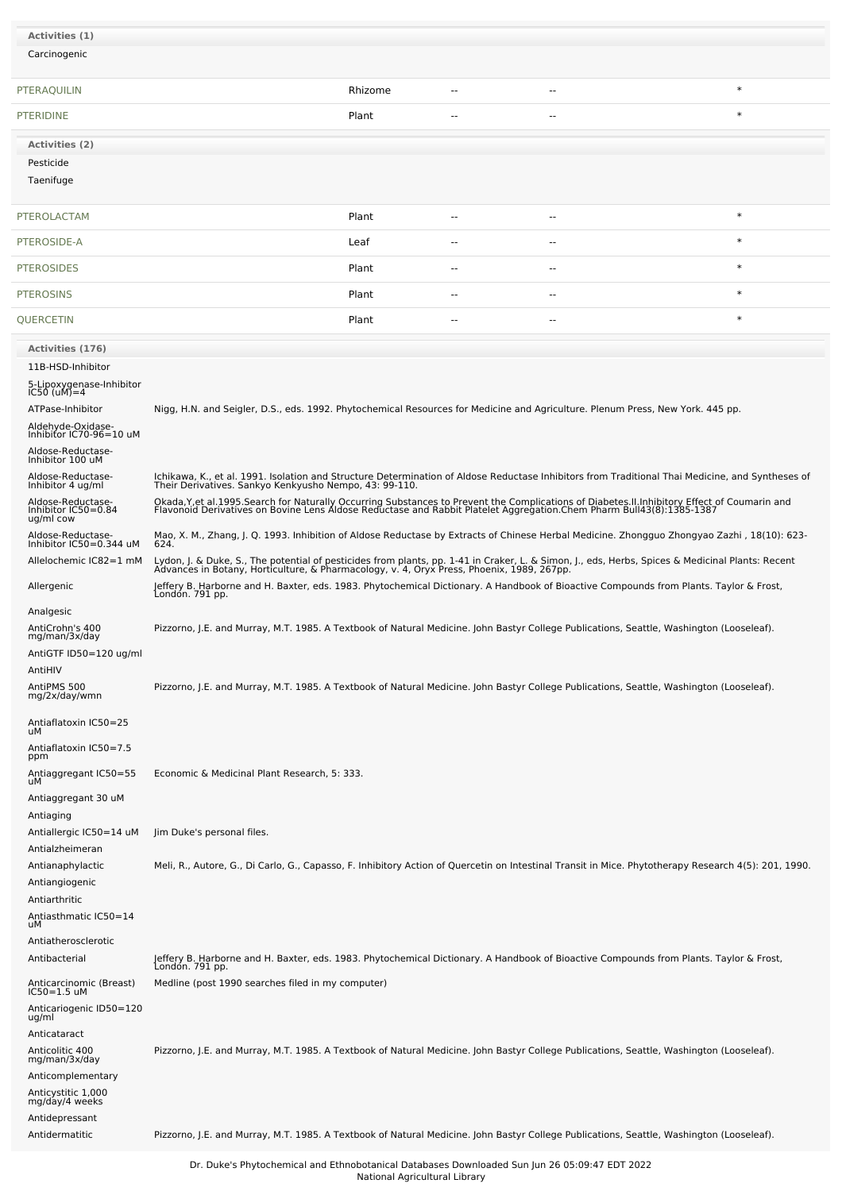**Activities (1)**

Carcinogenic

| | | | | |
|---|---|---|---|---|
| PTERAQUILIN | Rhizome | -- | -- | * |
| PTERIDINE | Plant | -- | -- | * |

**Activities (2)**

Pesticide

Taenifuge

| | | | | |
|---|---|---|---|---|
| PTEROLACTAM | Plant | -- | -- | * |
| PTEROSIDE-A | Leaf | -- | -- | * |
| PTEROSIDES | Plant | -- | -- | * |
| PTEROSINS | Plant | -- | -- | * |
| QUERCETIN | Plant | -- | -- | * |

**Activities (176)**

| Activity | Reference |
|---|---|
| 11B-HSD-Inhibitor | |
| 5-Lipoxygenase-Inhibitor IC50 (uM)=4 | |
| ATPase-Inhibitor | Nigg, H.N. and Seigler, D.S., eds. 1992. Phytochemical Resources for Medicine and Agriculture. Plenum Press, New York. 445 pp. |
| Aldehyde-Oxidase-Inhibitor IC70-96=10 uM | |
| Aldose-Reductase-Inhibitor 100 uM | |
| Aldose-Reductase-Inhibitor 4 ug/ml | Ichikawa, K., et al. 1991. Isolation and Structure Determination of Aldose Reductase Inhibitors from Traditional Thai Medicine, and Syntheses of Their Derivatives. Sankyo Kenkyusho Nempo, 43: 99-110. |
| Aldose-Reductase-Inhibitor IC50=0.84 ug/ml cow | Okada,Y,et al.1995.Search for Naturally Occurring Substances to Prevent the Complications of Diabetes.II.Inhibitory Effect of Coumarin and Flavonoid Derivatives on Bovine Lens Aldose Reductase and Rabbit Platelet Aggregation.Chem Pharm Bull43(8):1385-1387 |
| Aldose-Reductase-Inhibitor IC50=0.344 uM | Mao, X. M., Zhang, J. Q. 1993. Inhibition of Aldose Reductase by Extracts of Chinese Herbal Medicine. Zhongguo Zhongyao Zazhi , 18(10): 623-624. |
| Allelochemic IC82=1 mM | Lydon, J. & Duke, S., The potential of pesticides from plants, pp. 1-41 in Craker, L. & Simon, J., eds, Herbs, Spices & Medicinal Plants: Recent Advances in Botany, Horticulture, & Pharmacology, v. 4, Oryx Press, Phoenix, 1989, 267pp. |
| Allergenic | Jeffery B. Harborne and H. Baxter, eds. 1983. Phytochemical Dictionary. A Handbook of Bioactive Compounds from Plants. Taylor & Frost, London. 791 pp. |
| Analgesic | |
| AntiCrohn's 400 mg/man/3x/day | Pizzorno, J.E. and Murray, M.T. 1985. A Textbook of Natural Medicine. John Bastyr College Publications, Seattle, Washington (Looseleaf). |
| AntiGTF ID50=120 ug/ml | |
| AntiHIV | |
| AntiPMS 500 mg/2x/day/wmn | Pizzorno, J.E. and Murray, M.T. 1985. A Textbook of Natural Medicine. John Bastyr College Publications, Seattle, Washington (Looseleaf). |
| Antiaflatoxin IC50=25 uM | |
| Antiaflatoxin IC50=7.5 ppm | |
| Antiaggregant IC50=55 uM | Economic & Medicinal Plant Research, 5: 333. |
| Antiaggregant 30 uM | |
| Antiaging | |
| Antiallergic IC50=14 uM | Jim Duke's personal files. |
| Antialzheimeran | |
| Antianaphylactic | Meli, R., Autore, G., Di Carlo, G., Capasso, F. Inhibitory Action of Quercetin on Intestinal Transit in Mice. Phytotherapy Research 4(5): 201, 1990. |
| Antiangiogenic | |
| Antiarthritic | |
| Antiasthmatic IC50=14 uM | |
| Antiatherosclerotic | |
| Antibacterial | Jeffery B. Harborne and H. Baxter, eds. 1983. Phytochemical Dictionary. A Handbook of Bioactive Compounds from Plants. Taylor & Frost, London. 791 pp. |
| Anticarcinomic (Breast) IC50=1.5 uM | Medline (post 1990 searches filed in my computer) |
| Anticariogenic ID50=120 ug/ml | |
| Anticataract | |
| Anticolitic 400 mg/man/3x/day | Pizzorno, J.E. and Murray, M.T. 1985. A Textbook of Natural Medicine. John Bastyr College Publications, Seattle, Washington (Looseleaf). |
| Anticomplementary | |
| Anticystitic 1,000 mg/day/4 weeks | |
| Antidepressant | |
| Antidermatitic | Pizzorno, J.E. and Murray, M.T. 1985. A Textbook of Natural Medicine. John Bastyr College Publications, Seattle, Washington (Looseleaf). |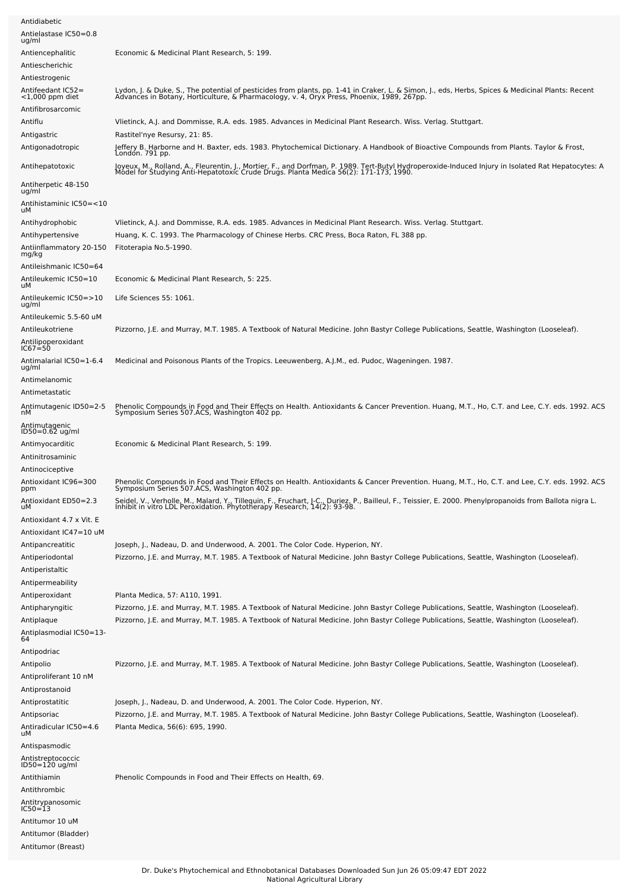| | |
|---|---|
| Antidiabetic | |
| Antielastase IC50=0.8 ug/ml | |
| Antiencephalitic | Economic & Medicinal Plant Research, 5: 199. |
| Antiescherichic | |
| Antiestrogenic | |
| Antifeedant IC52= <1,000 ppm diet | Lydon, J. & Duke, S., The potential of pesticides from plants, pp. 1-41 in Craker, L. & Simon, J., eds, Herbs, Spices & Medicinal Plants: Recent Advances in Botany, Horticulture, & Pharmacology, v. 4, Oryx Press, Phoenix, 1989, 267pp. |
| Antifibrosarcomic | |
| Antiflu | Vlietinck, A.J. and Dommisse, R.A. eds. 1985. Advances in Medicinal Plant Research. Wiss. Verlag. Stuttgart. |
| Antigastric | Rastitel'nye Resursy, 21: 85. |
| Antigonadotropic | Jeffery B. Harborne and H. Baxter, eds. 1983. Phytochemical Dictionary. A Handbook of Bioactive Compounds from Plants. Taylor & Frost, London. 791 pp. |
| Antihepatotoxic | Joyeux, M., Rolland, A., Fleurentin, J., Mortier, F., and Dorfman, P. 1989. Tert-Butyl Hydroperoxide-Induced Injury in Isolated Rat Hepatocytes: A Model for Studying Anti-Hepatotoxic Crude Drugs. Planta Medica 56(2): 171-173, 1990. |
| Antiherpetic 48-150 ug/ml | |
| Antihistaminic IC50=<10 uM | |
| Antihydrophobic | Vlietinck, A.J. and Dommisse, R.A. eds. 1985. Advances in Medicinal Plant Research. Wiss. Verlag. Stuttgart. |
| Antihypertensive | Huang, K. C. 1993. The Pharmacology of Chinese Herbs. CRC Press, Boca Raton, FL 388 pp. |
| Antiinflammatory 20-150 mg/kg | Fitoterapia No.5-1990. |
| Antileishmanic IC50=64 | |
| Antileukemic IC50=10 uM | Economic & Medicinal Plant Research, 5: 225. |
| Antileukemic IC50=>10 ug/ml | Life Sciences 55: 1061. |
| Antileukemic 5.5-60 uM | |
| Antileukotriene | Pizzorno, J.E. and Murray, M.T. 1985. A Textbook of Natural Medicine. John Bastyr College Publications, Seattle, Washington (Looseleaf). |
| Antilipoperoxidant IC67=50 | |
| Antimalarial IC50=1-6.4 ug/ml | Medicinal and Poisonous Plants of the Tropics. Leeuwenberg, A.J.M., ed. Pudoc, Wageningen. 1987. |
| Antimelanomic | |
| Antimetastatic | |
| Antimutagenic ID50=2-5 nM | Phenolic Compounds in Food and Their Effects on Health. Antioxidants & Cancer Prevention. Huang, M.T., Ho, C.T. and Lee, C.Y. eds. 1992. ACS Symposium Series 507.ACS, Washington 402 pp. |
| Antimutagenic ID50=0.62 ug/ml | |
| Antimyocarditic | Economic & Medicinal Plant Research, 5: 199. |
| Antinitrosaminic | |
| Antinociceptive | |
| Antioxidant IC96=300 ppm | Phenolic Compounds in Food and Their Effects on Health. Antioxidants & Cancer Prevention. Huang, M.T., Ho, C.T. and Lee, C.Y. eds. 1992. ACS Symposium Series 507.ACS, Washington 402 pp. |
| Antioxidant ED50=2.3 uM | Seidel, V., Verholle, M., Malard, Y., Tillequin, F., Fruchart, J-C., Duriez, P., Bailleul, F., Teissier, E. 2000. Phenylpropanoids from Ballota nigra L. Inhibit in vitro LDL Peroxidation. Phytotherapy Research, 14(2): 93-98. |
| Antioxidant 4.7 x Vit. E | |
| Antioxidant IC47=10 uM | |
| Antipancreatitic | Joseph, J., Nadeau, D. and Underwood, A. 2001. The Color Code. Hyperion, NY. |
| Antiperiodontal | Pizzorno, J.E. and Murray, M.T. 1985. A Textbook of Natural Medicine. John Bastyr College Publications, Seattle, Washington (Looseleaf). |
| Antiperistaltic | |
| Antipermeability | |
| Antiperoxidant | Planta Medica, 57: A110, 1991. |
| Antipharyngitic | Pizzorno, J.E. and Murray, M.T. 1985. A Textbook of Natural Medicine. John Bastyr College Publications, Seattle, Washington (Looseleaf). |
| Antiplaque | Pizzorno, J.E. and Murray, M.T. 1985. A Textbook of Natural Medicine. John Bastyr College Publications, Seattle, Washington (Looseleaf). |
| Antiplasmodial IC50=13-64 | |
| Antipodriac | |
| Antipolio | Pizzorno, J.E. and Murray, M.T. 1985. A Textbook of Natural Medicine. John Bastyr College Publications, Seattle, Washington (Looseleaf). |
| Antiproliferant 10 nM | |
| Antiprostanoid | |
| Antiprostatitic | Joseph, J., Nadeau, D. and Underwood, A. 2001. The Color Code. Hyperion, NY. |
| Antipsoriac | Pizzorno, J.E. and Murray, M.T. 1985. A Textbook of Natural Medicine. John Bastyr College Publications, Seattle, Washington (Looseleaf). |
| Antiradicular IC50=4.6 uM | Planta Medica, 56(6): 695, 1990. |
| Antispasmodic | |
| Antistreptococcic ID50=120 ug/ml | |
| Antithiamin | Phenolic Compounds in Food and Their Effects on Health, 69. |
| Antithrombic | |
| Antitrypanosomic IC50=13 | |
| Antitumor 10 uM | |
| Antitumor (Bladder) | |
| Antitumor (Breast) | |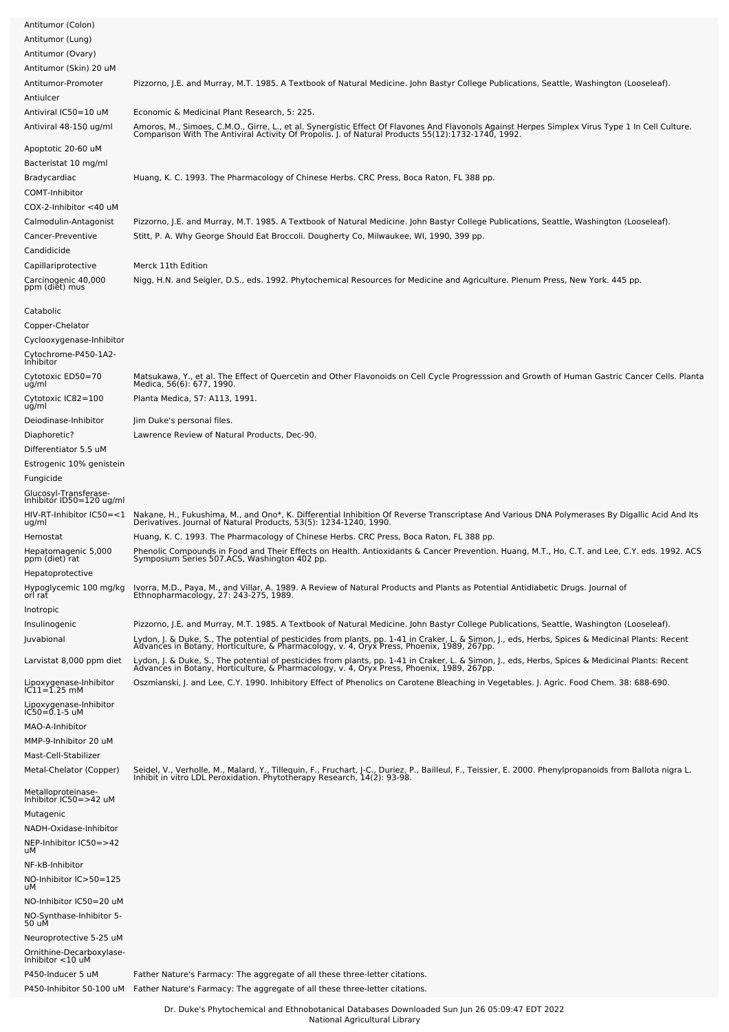| | |
|---|---|
| Antitumor (Colon) | |
| Antitumor (Lung) | |
| Antitumor (Ovary) | |
| Antitumor (Skin) 20 uM | |
| Antitumor-Promoter | Pizzorno, J.E. and Murray, M.T. 1985. A Textbook of Natural Medicine. John Bastyr College Publications, Seattle, Washington (Looseleaf). |
| Antiulcer | |
| Antiviral IC50=10 uM | Economic & Medicinal Plant Research, 5: 225. |
| Antiviral 48-150 ug/ml | Amoros, M., Simoes, C.M.O., Girre, L., et al. Synergistic Effect Of Flavones And Flavonols Against Herpes Simplex Virus Type 1 In Cell Culture. Comparison With The Antiviral Activity Of Propolis. J. of Natural Products 55(12):1732-1740, 1992. |
| Apoptotic 20-60 uM | |
| Bacteristat 10 mg/ml | |
| Bradycardiac | Huang, K. C. 1993. The Pharmacology of Chinese Herbs. CRC Press, Boca Raton, FL 388 pp. |
| COMT-Inhibitor | |
| COX-2-Inhibitor <40 uM | |
| Calmodulin-Antagonist | Pizzorno, J.E. and Murray, M.T. 1985. A Textbook of Natural Medicine. John Bastyr College Publications, Seattle, Washington (Looseleaf). |
| Cancer-Preventive | Stitt, P. A. Why George Should Eat Broccoli. Dougherty Co, Milwaukee, WI, 1990, 399 pp. |
| Candidicide | |
| Capillariprotective | Merck 11th Edition |
| Carcinogenic 40,000 ppm (diet) mus | Nigg, H.N. and Seigler, D.S., eds. 1992. Phytochemical Resources for Medicine and Agriculture. Plenum Press, New York. 445 pp. |
| Catabolic | |
| Copper-Chelator | |
| Cyclooxygenase-Inhibitor | |
| Cytochrome-P450-1A2-Inhibitor | |
| Cytotoxic ED50=70 ug/ml | Matsukawa, Y., et al. The Effect of Quercetin and Other Flavonoids on Cell Cycle Progresssion and Growth of Human Gastric Cancer Cells. Planta Medica, 56(6): 677, 1990. |
| Cytotoxic IC82=100 ug/ml | Planta Medica, 57: A113, 1991. |
| Deiodinase-Inhibitor | Jim Duke's personal files. |
| Diaphoretic? | Lawrence Review of Natural Products, Dec-90. |
| Differentiator 5.5 uM | |
| Estrogenic 10% genistein | |
| Fungicide | |
| Glucosyl-Transferase-Inhibitor ID50=120 ug/ml | |
| HIV-RT-Inhibitor IC50=<1 ug/ml | Nakane, H., Fukushima, M., and Ono*, K. Differential Inhibition Of Reverse Transcriptase And Various DNA Polymerases By Digallic Acid And Its Derivatives. Journal of Natural Products, 53(5): 1234-1240, 1990. |
| Hemostat | Huang, K. C. 1993. The Pharmacology of Chinese Herbs. CRC Press, Boca Raton, FL 388 pp. |
| Hepatomagenic 5,000 ppm (diet) rat | Phenolic Compounds in Food and Their Effects on Health. Antioxidants & Cancer Prevention. Huang, M.T., Ho, C.T. and Lee, C.Y. eds. 1992. ACS Symposium Series 507.ACS, Washington 402 pp. |
| Hepatoprotective | |
| Hypoglycemic 100 mg/kg orl rat | Ivorra, M.D., Paya, M., and Villar, A. 1989. A Review of Natural Products and Plants as Potential Antidiabetic Drugs. Journal of Ethnopharmacology, 27: 243-275, 1989. |
| Inotropic | |
| Insulinogenic | Pizzorno, J.E. and Murray, M.T. 1985. A Textbook of Natural Medicine. John Bastyr College Publications, Seattle, Washington (Looseleaf). |
| Juvabional | Lydon, J. & Duke, S., The potential of pesticides from plants, pp. 1-41 in Craker, L. & Simon, J., eds, Herbs, Spices & Medicinal Plants: Recent Advances in Botany, Horticulture, & Pharmacology, v. 4, Oryx Press, Phoenix, 1989, 267pp. |
| Larvistat 8,000 ppm diet | Lydon, J. & Duke, S., The potential of pesticides from plants, pp. 1-41 in Craker, L. & Simon, J., eds, Herbs, Spices & Medicinal Plants: Recent Advances in Botany, Horticulture, & Pharmacology, v. 4, Oryx Press, Phoenix, 1989, 267pp. |
| Lipoxygenase-Inhibitor IC11=1.25 mM | Oszmianski, J. and Lee, C.Y. 1990. Inhibitory Effect of Phenolics on Carotene Bleaching in Vegetables. J. Agric. Food Chem. 38: 688-690. |
| Lipoxygenase-Inhibitor IC50=0.1-5 uM | |
| MAO-A-Inhibitor | |
| MMP-9-Inhibitor 20 uM | |
| Mast-Cell-Stabilizer | |
| Metal-Chelator (Copper) | Seidel, V., Verholle, M., Malard, Y., Tillequin, F., Fruchart, J-C., Duriez, P., Bailleul, F., Teissier, E. 2000. Phenylpropanoids from Ballota nigra L. Inhibit in vitro LDL Peroxidation. Phytotherapy Research, 14(2): 93-98. |
| Metalloproteinase-Inhibitor IC50=>42 uM | |
| Mutagenic | |
| NADH-Oxidase-Inhibitor | |
| NEP-Inhibitor IC50=>42 uM | |
| NF-kB-Inhibitor | |
| NO-Inhibitor IC>50=125 uM | |
| NO-Inhibitor IC50=20 uM | |
| NO-Synthase-Inhibitor 5-50 uM | |
| Neuroprotective 5-25 uM | |
| Ornithine-Decarboxylase-Inhibitor <10 uM | |
| P450-Inducer 5 uM | Father Nature's Farmacy: The aggregate of all these three-letter citations. |
| P450-Inhibitor 50-100 uM | Father Nature's Farmacy: The aggregate of all these three-letter citations. |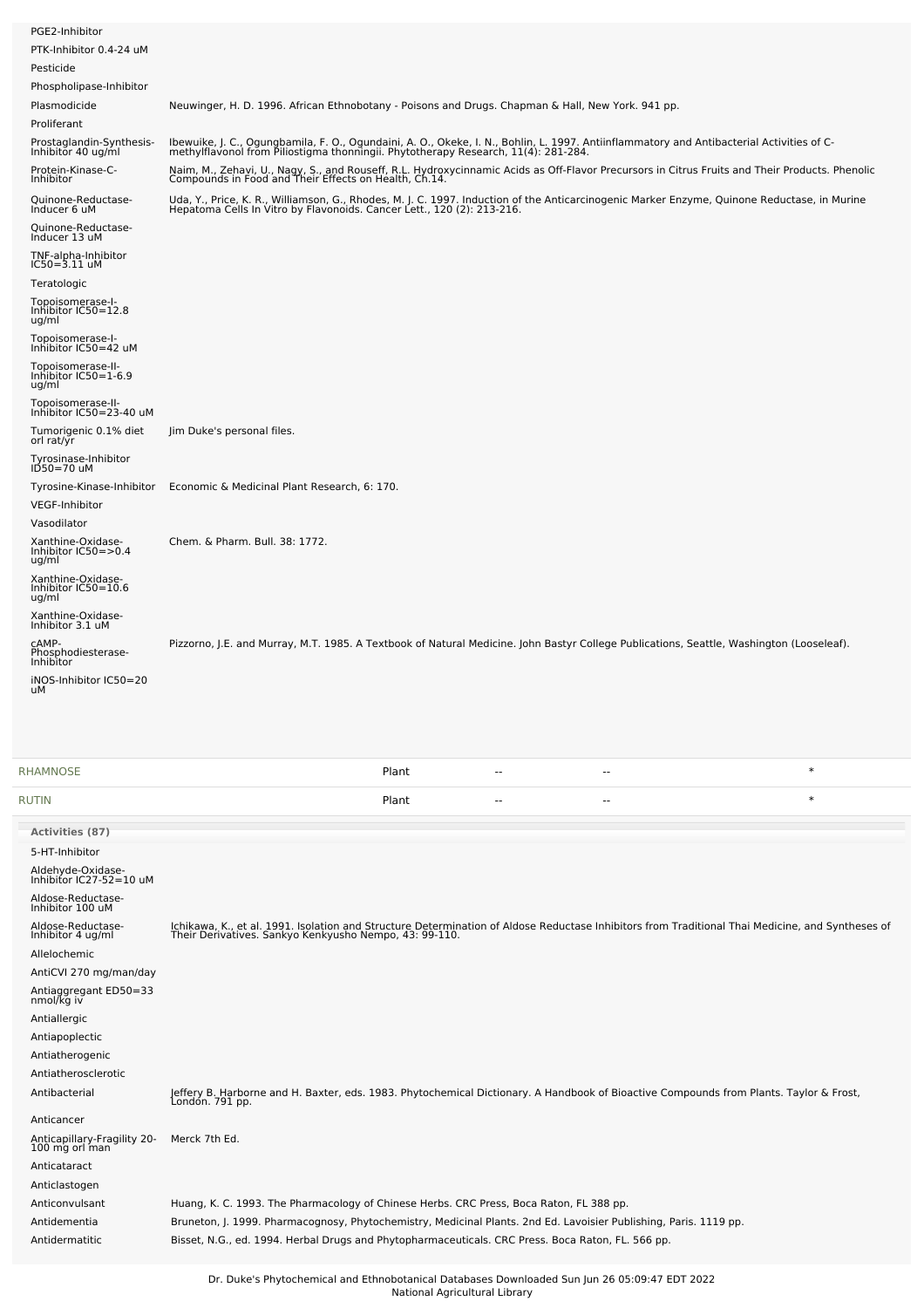| Activity | Reference |
| --- | --- |
| PGE2-Inhibitor | |
| PTK-Inhibitor 0.4-24 uM | |
| Pesticide | |
| Phospholipase-Inhibitor | |
| Plasmodicide | Neuwinger, H. D. 1996. African Ethnobotany - Poisons and Drugs. Chapman & Hall, New York. 941 pp. |
| Proliferant | |
| Prostaglandin-Synthesis-Inhibitor 40 ug/ml | Ibewuike, J. C., Ogungbamila, F. O., Ogundaini, A. O., Okeke, I. N., Bohlin, L. 1997. Antiinflammatory and Antibacterial Activities of C-methylflavonol from Piliostigma thonningii. Phytotherapy Research, 11(4): 281-284. |
| Protein-Kinase-C-Inhibitor | Naim, M., Zehavi, U., Nagy, S., and Rouseff, R.L. Hydroxycinnamic Acids as Off-Flavor Precursors in Citrus Fruits and Their Products. Phenolic Compounds in Food and Their Effects on Health, Ch.14. |
| Quinone-Reductase-Inducer 6 uM | Uda, Y., Price, K. R., Williamson, G., Rhodes, M. J. C. 1997. Induction of the Anticarcinogenic Marker Enzyme, Quinone Reductase, in Murine Hepatoma Cells In Vitro by Flavonoids. Cancer Lett., 120 (2): 213-216. |
| Quinone-Reductase-Inducer 13 uM | |
| TNF-alpha-Inhibitor IC50=3.11 uM | |
| Teratologic | |
| Topoisomerase-I-Inhibitor IC50=12.8 ug/ml | |
| Topoisomerase-I-Inhibitor IC50=42 uM | |
| Topoisomerase-II-Inhibitor IC50=1-6.9 ug/ml | |
| Topoisomerase-II-Inhibitor IC50=23-40 uM | |
| Tumorigenic 0.1% diet orl rat/yr | Jim Duke's personal files. |
| Tyrosinase-Inhibitor ID50=70 uM | |
| Tyrosine-Kinase-Inhibitor | Economic & Medicinal Plant Research, 6: 170. |
| VEGF-Inhibitor | |
| Vasodilator | |
| Xanthine-Oxidase-Inhibitor IC50=>0.4 ug/ml | Chem. & Pharm. Bull. 38: 1772. |
| Xanthine-Oxidase-Inhibitor IC50=10.6 ug/ml | |
| Xanthine-Oxidase-Inhibitor 3.1 uM | |
| cAMP-Phosphodiesterase-Inhibitor | Pizzorno, J.E. and Murray, M.T. 1985. A Textbook of Natural Medicine. John Bastyr College Publications, Seattle, Washington (Looseleaf). |
| iNOS-Inhibitor IC50=20 uM | |

| Chemical | Part | | | |
| --- | --- | --- | --- | --- |
| RHAMNOSE | Plant | -- | -- | * |
| RUTIN | Plant | -- | -- | * |

**Activities (87)**

| Activity | Reference |
| --- | --- |
| 5-HT-Inhibitor | |
| Aldehyde-Oxidase-Inhibitor IC27-52=10 uM | |
| Aldose-Reductase-Inhibitor 100 uM | |
| Aldose-Reductase-Inhibitor 4 ug/ml | Ichikawa, K., et al. 1991. Isolation and Structure Determination of Aldose Reductase Inhibitors from Traditional Thai Medicine, and Syntheses of Their Derivatives. Sankyo Kenkyusho Nempo, 43: 99-110. |
| Allelochemic | |
| AntiCVI 270 mg/man/day | |
| Antiaggregant ED50=33 nmol/kg iv | |
| Antiallergic | |
| Antiapoplectic | |
| Antiatherogenic | |
| Antiatherosclerotic | |
| Antibacterial | Jeffery B. Harborne and H. Baxter, eds. 1983. Phytochemical Dictionary. A Handbook of Bioactive Compounds from Plants. Taylor & Frost, London. 791 pp. |
| Anticancer | |
| Anticapillary-Fragility 20-100 mg orl man | Merck 7th Ed. |
| Anticataract | |
| Anticlastogen | |
| Anticonvulsant | Huang, K. C. 1993. The Pharmacology of Chinese Herbs. CRC Press, Boca Raton, FL 388 pp. |
| Antidementia | Bruneton, J. 1999. Pharmacognosy, Phytochemistry, Medicinal Plants. 2nd Ed. Lavoisier Publishing, Paris. 1119 pp. |
| Antidermatitic | Bisset, N.G., ed. 1994. Herbal Drugs and Phytopharmaceuticals. CRC Press. Boca Raton, FL. 566 pp. |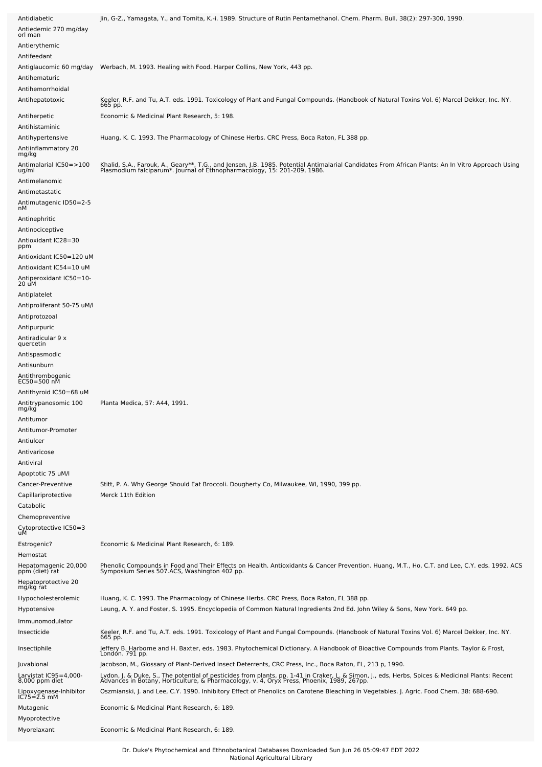| | |
|---|---|
| Antidiabetic | Jin, G-Z., Yamagata, Y., and Tomita, K.-i. 1989. Structure of Rutin Pentamethanol. Chem. Pharm. Bull. 38(2): 297-300, 1990. |
| Antiedemic 270 mg/day orl man | |
| Antierythemic | |
| Antifeedant | |
| Antiglaucomic 60 mg/day | Werbach, M. 1993. Healing with Food. Harper Collins, New York, 443 pp. |
| Antihematuric | |
| Antihemorrhoidal | |
| Antihepatotoxic | Keeler, R.F. and Tu, A.T. eds. 1991. Toxicology of Plant and Fungal Compounds. (Handbook of Natural Toxins Vol. 6) Marcel Dekker, Inc. NY. 665 pp. |
| Antiherpetic | Economic & Medicinal Plant Research, 5: 198. |
| Antihistaminic | |
| Antihypertensive | Huang, K. C. 1993. The Pharmacology of Chinese Herbs. CRC Press, Boca Raton, FL 388 pp. |
| Antiinflammatory 20 mg/kg | |
| Antimalarial IC50=>100 ug/ml | Khalid, S.A., Farouk, A., Geary**, T.G., and Jensen, J.B. 1985. Potential Antimalarial Candidates From African Plants: An In Vitro Approach Using Plasmodium falciparum*. Journal of Ethnopharmacology, 15: 201-209, 1986. |
| Antimelanomic | |
| Antimetastatic | |
| Antimutagenic ID50=2-5 nM | |
| Antinephritic | |
| Antinociceptive | |
| Antioxidant IC28=30 ppm | |
| Antioxidant IC50=120 uM | |
| Antioxidant IC54=10 uM | |
| Antiperoxidant IC50=10-20 uM | |
| Antiplatelet | |
| Antiproliferant 50-75 uM/l | |
| Antiprotozoal | |
| Antipurpuric | |
| Antiradicular 9 x quercetin | |
| Antispasmodic | |
| Antisunburn | |
| Antithrombogenic EC50=500 nM | |
| Antithyroid IC50=68 uM | |
| Antitrypanosomic 100 mg/kg | Planta Medica, 57: A44, 1991. |
| Antitumor | |
| Antitumor-Promoter | |
| Antiulcer | |
| Antivaricose | |
| Antiviral | |
| Apoptotic 75 uM/l | |
| Cancer-Preventive | Stitt, P. A. Why George Should Eat Broccoli. Dougherty Co, Milwaukee, WI, 1990, 399 pp. |
| Capillariprotective | Merck 11th Edition |
| Catabolic | |
| Chemopreventive | |
| Cytoprotective IC50=3 uM | |
| Estrogenic? | Economic & Medicinal Plant Research, 6: 189. |
| Hemostat | |
| Hepatomagenic 20,000 ppm (diet) rat | Phenolic Compounds in Food and Their Effects on Health. Antioxidants & Cancer Prevention. Huang, M.T., Ho, C.T. and Lee, C.Y. eds. 1992. ACS Symposium Series 507.ACS, Washington 402 pp. |
| Hepatoprotective 20 mg/kg rat | |
| Hypocholesterolemic | Huang, K. C. 1993. The Pharmacology of Chinese Herbs. CRC Press, Boca Raton, FL 388 pp. |
| Hypotensive | Leung, A. Y. and Foster, S. 1995. Encyclopedia of Common Natural Ingredients 2nd Ed. John Wiley & Sons, New York. 649 pp. |
| Immunomodulator | |
| Insecticide | Keeler, R.F. and Tu, A.T. eds. 1991. Toxicology of Plant and Fungal Compounds. (Handbook of Natural Toxins Vol. 6) Marcel Dekker, Inc. NY. 665 pp. |
| Insectiphile | Jeffery B. Harborne and H. Baxter, eds. 1983. Phytochemical Dictionary. A Handbook of Bioactive Compounds from Plants. Taylor & Frost, London. 791 pp. |
| Juvabional | Jacobson, M., Glossary of Plant-Derived Insect Deterrents, CRC Press, Inc., Boca Raton, FL, 213 p, 1990. |
| Larvistat IC95=4,000-8,000 ppm diet | Lydon, J. & Duke, S., The potential of pesticides from plants, pp. 1-41 in Craker, L. & Simon, J., eds, Herbs, Spices & Medicinal Plants: Recent Advances in Botany, Horticulture, & Pharmacology, v. 4, Oryx Press, Phoenix, 1989, 267pp. |
| Lipoxygenase-Inhibitor IC75=2.5 mM | Oszmianski, J. and Lee, C.Y. 1990. Inhibitory Effect of Phenolics on Carotene Bleaching in Vegetables. J. Agric. Food Chem. 38: 688-690. |
| Mutagenic | Economic & Medicinal Plant Research, 6: 189. |
| Myoprotective | |
| Myorelaxant | Economic & Medicinal Plant Research, 6: 189. |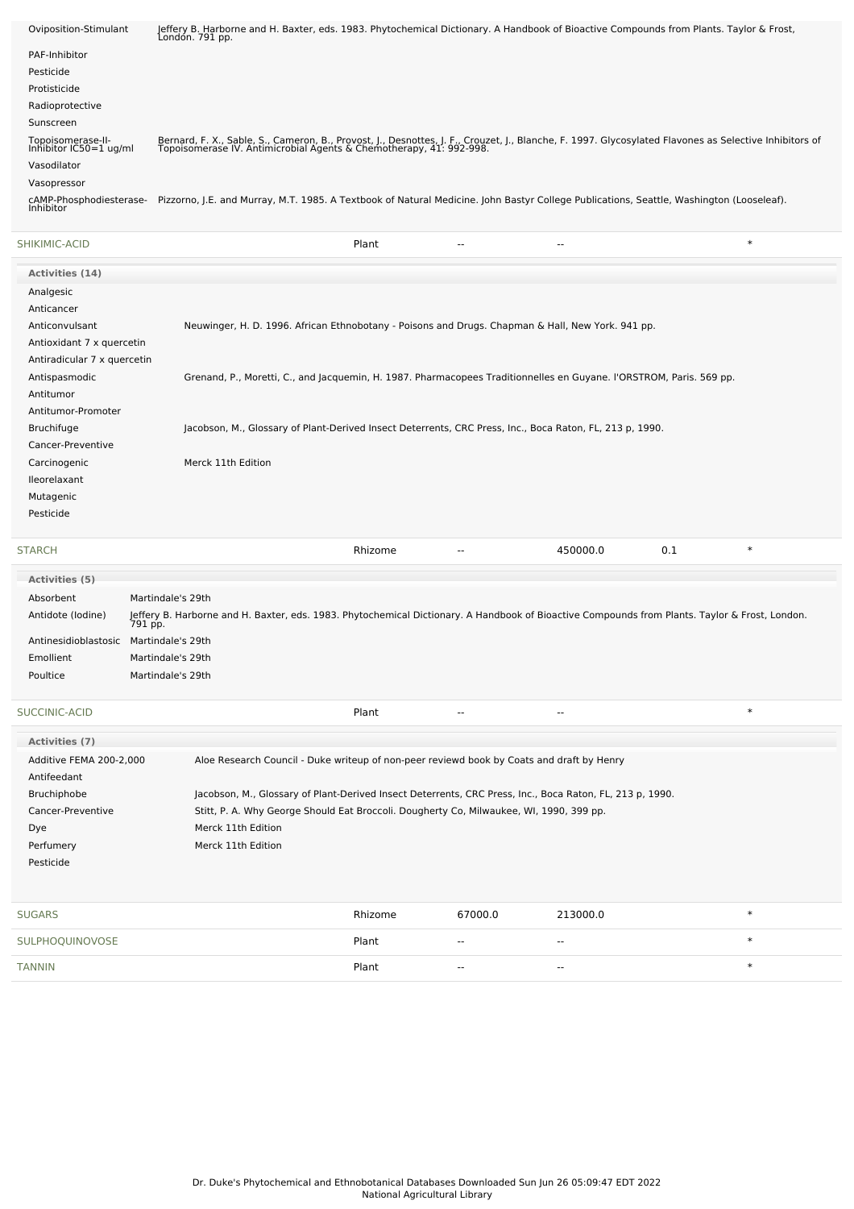| Activity | Reference |
| --- | --- |
| Oviposition-Stimulant | Jeffery B. Harborne and H. Baxter, eds. 1983. Phytochemical Dictionary. A Handbook of Bioactive Compounds from Plants. Taylor & Frost, London. 791 pp. |
| PAF-Inhibitor | |
| Pesticide | |
| Protisticide | |
| Radioprotective | |
| Sunscreen | |
| Topoisomerase-II-Inhibitor IC50=1 ug/ml | Bernard, F. X., Sable, S., Cameron, B., Provost, J., Desnottes, J. F., Crouzet, J., Blanche, F. 1997. Glycosylated Flavones as Selective Inhibitors of Topoisomerase IV. Antimicrobial Agents & Chemotherapy, 41: 992-998. |
| Vasodilator | |
| Vasopressor | |
| cAMP-Phosphodiesterase-Inhibitor | Pizzorno, J.E. and Murray, M.T. 1985. A Textbook of Natural Medicine. John Bastyr College Publications, Seattle, Washington (Looseleaf). |

| Chemical | Part | Low PPM | High PPM | StdDev | Ref |
| --- | --- | --- | --- | --- | --- |
| SHIKIMIC-ACID | Plant | -- | -- | | * |

**Activities (14)**

| Activity | Reference |
| --- | --- |
| Analgesic | |
| Anticancer | |
| Anticonvulsant | Neuwinger, H. D. 1996. African Ethnobotany - Poisons and Drugs. Chapman & Hall, New York. 941 pp. |
| Antioxidant 7 x quercetin | |
| Antiradicular 7 x quercetin | |
| Antispasmodic | Grenand, P., Moretti, C., and Jacquemin, H. 1987. Pharmacopees Traditionnelles en Guyane. l'ORSTROM, Paris. 569 pp. |
| Antitumor | |
| Antitumor-Promoter | |
| Bruchifuge | Jacobson, M., Glossary of Plant-Derived Insect Deterrents, CRC Press, Inc., Boca Raton, FL, 213 p, 1990. |
| Cancer-Preventive | |
| Carcinogenic | Merck 11th Edition |
| Ileorelaxant | |
| Mutagenic | |
| Pesticide | |

| Chemical | Part | Low PPM | High PPM | StdDev | Ref |
| --- | --- | --- | --- | --- | --- |
| STARCH | Rhizome | -- | 450000.0 | 0.1 | * |

**Activities (5)**

| Activity | Reference |
| --- | --- |
| Absorbent | Martindale's 29th |
| Antidote (Iodine) | Jeffery B. Harborne and H. Baxter, eds. 1983. Phytochemical Dictionary. A Handbook of Bioactive Compounds from Plants. Taylor & Frost, London. 791 pp. |
| Antinesidioblastosic | Martindale's 29th |
| Emollient | Martindale's 29th |
| Poultice | Martindale's 29th |

| Chemical | Part | Low PPM | High PPM | StdDev | Ref |
| --- | --- | --- | --- | --- | --- |
| SUCCINIC-ACID | Plant | -- | -- | | * |

**Activities (7)**

| Activity | Reference |
| --- | --- |
| Additive FEMA 200-2,000 | Aloe Research Council - Duke writeup of non-peer reviewd book by Coats and draft by Henry |
| Antifeedant | |
| Bruchiphobe | Jacobson, M., Glossary of Plant-Derived Insect Deterrents, CRC Press, Inc., Boca Raton, FL, 213 p, 1990. |
| Cancer-Preventive | Stitt, P. A. Why George Should Eat Broccoli. Dougherty Co, Milwaukee, WI, 1990, 399 pp. |
| Dye | Merck 11th Edition |
| Perfumery | Merck 11th Edition |
| Pesticide | |

| Chemical | Part | Low PPM | High PPM | StdDev | Ref |
| --- | --- | --- | --- | --- | --- |
| SUGARS | Rhizome | 67000.0 | 213000.0 | | * |
| SULPHOQUINOVOSE | Plant | -- | -- | | * |
| TANNIN | Plant | -- | -- | | * |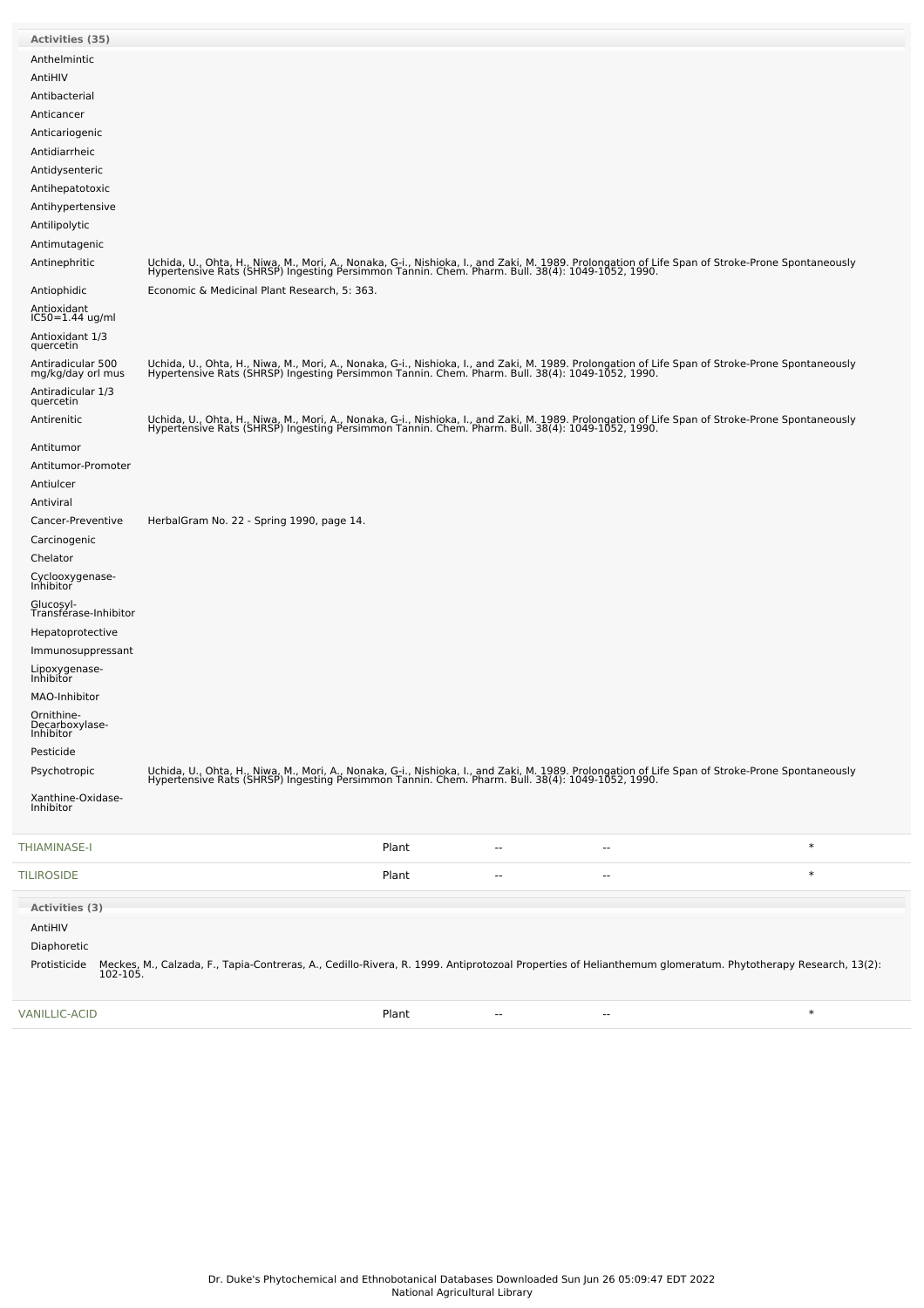**Activities (35)**

| Activity | Reference |
|---|---|
| Anthelmintic | |
| AntiHIV | |
| Antibacterial | |
| Anticancer | |
| Anticariogenic | |
| Antidiarrheic | |
| Antidysenteric | |
| Antihepatotoxic | |
| Antihypertensive | |
| Antilipolytic | |
| Antimutagenic | |
| Antinephritic | Uchida, U., Ohta, H., Niwa, M., Mori, A., Nonaka, G-i., Nishioka, I., and Zaki, M. 1989. Prolongation of Life Span of Stroke-Prone Spontaneously Hypertensive Rats (SHRSP) Ingesting Persimmon Tannin. Chem. Pharm. Bull. 38(4): 1049-1052, 1990. |
| Antiophidic | Economic & Medicinal Plant Research, 5: 363. |
| Antioxidant IC50=1.44 ug/ml | |
| Antioxidant 1/3 quercetin | |
| Antiradicular 500 mg/kg/day orl mus | Uchida, U., Ohta, H., Niwa, M., Mori, A., Nonaka, G-i., Nishioka, I., and Zaki, M. 1989. Prolongation of Life Span of Stroke-Prone Spontaneously Hypertensive Rats (SHRSP) Ingesting Persimmon Tannin. Chem. Pharm. Bull. 38(4): 1049-1052, 1990. |
| Antiradicular 1/3 quercetin | |
| Antirenitic | Uchida, U., Ohta, H., Niwa, M., Mori, A., Nonaka, G-i., Nishioka, I., and Zaki, M. 1989. Prolongation of Life Span of Stroke-Prone Spontaneously Hypertensive Rats (SHRSP) Ingesting Persimmon Tannin. Chem. Pharm. Bull. 38(4): 1049-1052, 1990. |
| Antitumor | |
| Antitumor-Promoter | |
| Antiulcer | |
| Antiviral | |
| Cancer-Preventive | HerbalGram No. 22 - Spring 1990, page 14. |
| Carcinogenic | |
| Chelator | |
| Cyclooxygenase-Inhibitor | |
| Glucosyl-Transferase-Inhibitor | |
| Hepatoprotective | |
| Immunosuppressant | |
| Lipoxygenase-Inhibitor | |
| MAO-Inhibitor | |
| Ornithine-Decarboxylase-Inhibitor | |
| Pesticide | |
| Psychotropic | Uchida, U., Ohta, H., Niwa, M., Mori, A., Nonaka, G-i., Nishioka, I., and Zaki, M. 1989. Prolongation of Life Span of Stroke-Prone Spontaneously Hypertensive Rats (SHRSP) Ingesting Persimmon Tannin. Chem. Pharm. Bull. 38(4): 1049-1052, 1990. |
| Xanthine-Oxidase-Inhibitor | |

| | | | | |
|---|---|---|---|---|
| THIAMINASE-I | Plant | -- | -- | * |
| TILIROSIDE | Plant | -- | -- | * |

**Activities (3)**

| Activity | Reference |
|---|---|
| AntiHIV | |
| Diaphoretic | |
| Protisticide | Meckes, M., Calzada, F., Tapia-Contreras, A., Cedillo-Rivera, R. 1999. Antiprotozoal Properties of Helianthemum glomeratum. Phytotherapy Research, 13(2): 102-105. |

| | | | | |
|---|---|---|---|---|
| VANILLIC-ACID | Plant | -- | -- | * |

Dr. Duke's Phytochemical and Ethnobotanical Databases Downloaded Sun Jun 26 05:09:47 EDT 2022
National Agricultural Library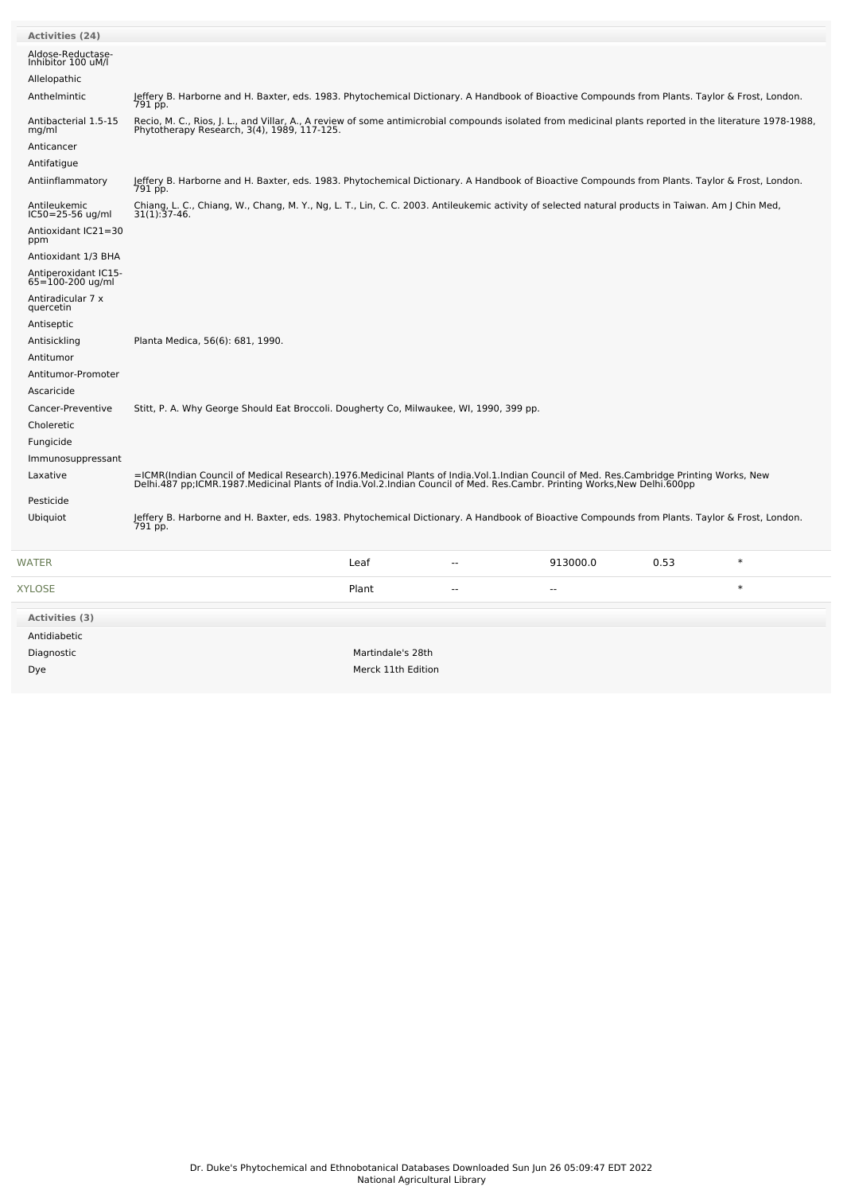| Activities (24) | |
|---|---|
| Aldose-Reductase-Inhibitor 100 uM/l | |
| Allelopathic | |
| Anthelmintic | Jeffery B. Harborne and H. Baxter, eds. 1983. Phytochemical Dictionary. A Handbook of Bioactive Compounds from Plants. Taylor & Frost, London. 791 pp. |
| Antibacterial 1.5-15 mg/ml | Recio, M. C., Rios, J. L., and Villar, A., A review of some antimicrobial compounds isolated from medicinal plants reported in the literature 1978-1988, Phytotherapy Research, 3(4), 1989, 117-125. |
| Anticancer | |
| Antifatigue | |
| Antiinflammatory | Jeffery B. Harborne and H. Baxter, eds. 1983. Phytochemical Dictionary. A Handbook of Bioactive Compounds from Plants. Taylor & Frost, London. 791 pp. |
| Antileukemic IC50=25-56 ug/ml | Chiang, L. C., Chiang, W., Chang, M. Y., Ng, L. T., Lin, C. C. 2003. Antileukemic activity of selected natural products in Taiwan. Am J Chin Med, 31(1):37-46. |
| Antioxidant IC21=30 ppm | |
| Antioxidant 1/3 BHA | |
| Antiperoxidant IC15-65=100-200 ug/ml | |
| Antiradicular 7 x quercetin | |
| Antiseptic | |
| Antisickling | Planta Medica, 56(6): 681, 1990. |
| Antitumor | |
| Antitumor-Promoter | |
| Ascaricide | |
| Cancer-Preventive | Stitt, P. A. Why George Should Eat Broccoli. Dougherty Co, Milwaukee, WI, 1990, 399 pp. |
| Choleretic | |
| Fungicide | |
| Immunosuppressant | |
| Laxative | =ICMR(Indian Council of Medical Research).1976.Medicinal Plants of India.Vol.1.Indian Council of Med. Res.Cambridge Printing Works, New Delhi.487 pp;ICMR.1987.Medicinal Plants of India.Vol.2.Indian Council of Med. Res.Cambr. Printing Works,New Delhi.600pp |
| Pesticide | |
| Ubiquiot | Jeffery B. Harborne and H. Baxter, eds. 1983. Phytochemical Dictionary. A Handbook of Bioactive Compounds from Plants. Taylor & Frost, London. 791 pp. |

| | | | | | |
|---|---|---|---|---|---|
| WATER | Leaf | -- | 913000.0 | 0.53 | * |
| XYLOSE | Plant | -- | -- | | * |

| Activities (3) | |
|---|---|
| Antidiabetic | |
| Diagnostic | Martindale's 28th |
| Dye | Merck 11th Edition |